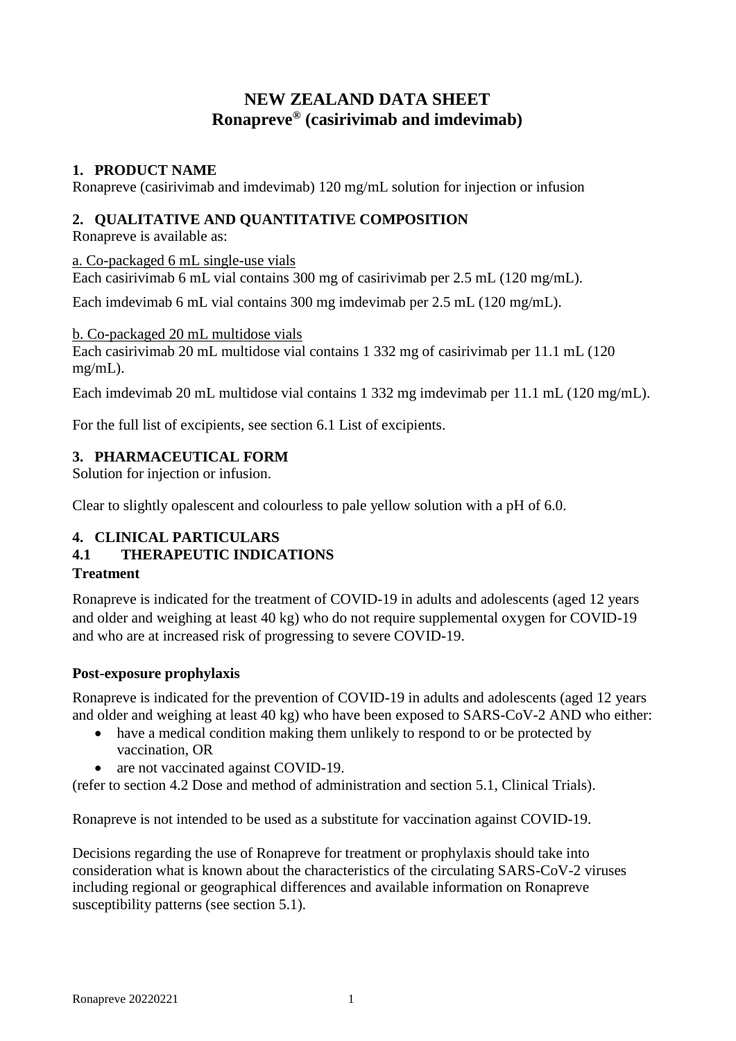# NEW ZEALAND DATA SHEET
# Ronapreve® (casirivimab and imdevimab)

## 1. PRODUCT NAME

Ronapreve (casirivimab and imdevimab) 120 mg/mL solution for injection or infusion

## 2. QUALITATIVE AND QUANTITATIVE COMPOSITION

Ronapreve is available as:

a. Co-packaged 6 mL single-use vials

Each casirivimab 6 mL vial contains 300 mg of casirivimab per 2.5 mL (120 mg/mL).

Each imdevimab 6 mL vial contains 300 mg imdevimab per 2.5 mL (120 mg/mL).

b. Co-packaged 20 mL multidose vials

Each casirivimab 20 mL multidose vial contains 1 332 mg of casirivimab per 11.1 mL (120 mg/mL).

Each imdevimab 20 mL multidose vial contains 1 332 mg imdevimab per 11.1 mL (120 mg/mL).

For the full list of excipients, see section 6.1 List of excipients.

## 3. PHARMACEUTICAL FORM

Solution for injection or infusion.

Clear to slightly opalescent and colourless to pale yellow solution with a pH of 6.0.

## 4. CLINICAL PARTICULARS

### 4.1 THERAPEUTIC INDICATIONS

**Treatment**

Ronapreve is indicated for the treatment of COVID-19 in adults and adolescents (aged 12 years and older and weighing at least 40 kg) who do not require supplemental oxygen for COVID-19 and who are at increased risk of progressing to severe COVID-19.

**Post-exposure prophylaxis**

Ronapreve is indicated for the prevention of COVID-19 in adults and adolescents (aged 12 years and older and weighing at least 40 kg) who have been exposed to SARS-CoV-2 AND who either:

- have a medical condition making them unlikely to respond to or be protected by vaccination, OR
- are not vaccinated against COVID-19.

(refer to section 4.2 Dose and method of administration and section 5.1, Clinical Trials).

Ronapreve is not intended to be used as a substitute for vaccination against COVID-19.

Decisions regarding the use of Ronapreve for treatment or prophylaxis should take into consideration what is known about the characteristics of the circulating SARS-CoV-2 viruses including regional or geographical differences and available information on Ronapreve susceptibility patterns (see section 5.1).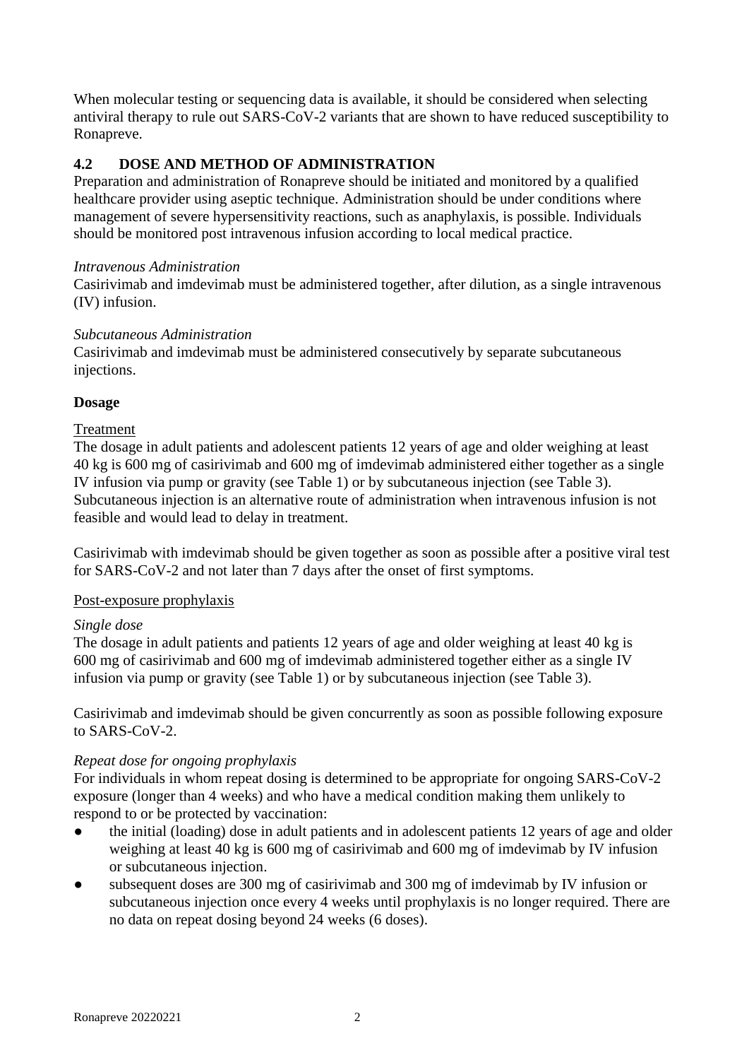When molecular testing or sequencing data is available, it should be considered when selecting antiviral therapy to rule out SARS-CoV-2 variants that are shown to have reduced susceptibility to Ronapreve.

## 4.2 DOSE AND METHOD OF ADMINISTRATION

Preparation and administration of Ronapreve should be initiated and monitored by a qualified healthcare provider using aseptic technique. Administration should be under conditions where management of severe hypersensitivity reactions, such as anaphylaxis, is possible. Individuals should be monitored post intravenous infusion according to local medical practice.

*Intravenous Administration*

Casirivimab and imdevimab must be administered together, after dilution, as a single intravenous (IV) infusion.

*Subcutaneous Administration*

Casirivimab and imdevimab must be administered consecutively by separate subcutaneous injections.

**Dosage**

Treatment

The dosage in adult patients and adolescent patients 12 years of age and older weighing at least 40 kg is 600 mg of casirivimab and 600 mg of imdevimab administered either together as a single IV infusion via pump or gravity (see Table 1) or by subcutaneous injection (see Table 3). Subcutaneous injection is an alternative route of administration when intravenous infusion is not feasible and would lead to delay in treatment.

Casirivimab with imdevimab should be given together as soon as possible after a positive viral test for SARS-CoV-2 and not later than 7 days after the onset of first symptoms.

Post-exposure prophylaxis

*Single dose*

The dosage in adult patients and patients 12 years of age and older weighing at least 40 kg is 600 mg of casirivimab and 600 mg of imdevimab administered together either as a single IV infusion via pump or gravity (see Table 1) or by subcutaneous injection (see Table 3).

Casirivimab and imdevimab should be given concurrently as soon as possible following exposure to SARS-CoV-2.

*Repeat dose for ongoing prophylaxis*

For individuals in whom repeat dosing is determined to be appropriate for ongoing SARS-CoV-2 exposure (longer than 4 weeks) and who have a medical condition making them unlikely to respond to or be protected by vaccination:

- the initial (loading) dose in adult patients and in adolescent patients 12 years of age and older weighing at least 40 kg is 600 mg of casirivimab and 600 mg of imdevimab by IV infusion or subcutaneous injection.
- subsequent doses are 300 mg of casirivimab and 300 mg of imdevimab by IV infusion or subcutaneous injection once every 4 weeks until prophylaxis is no longer required. There are no data on repeat dosing beyond 24 weeks (6 doses).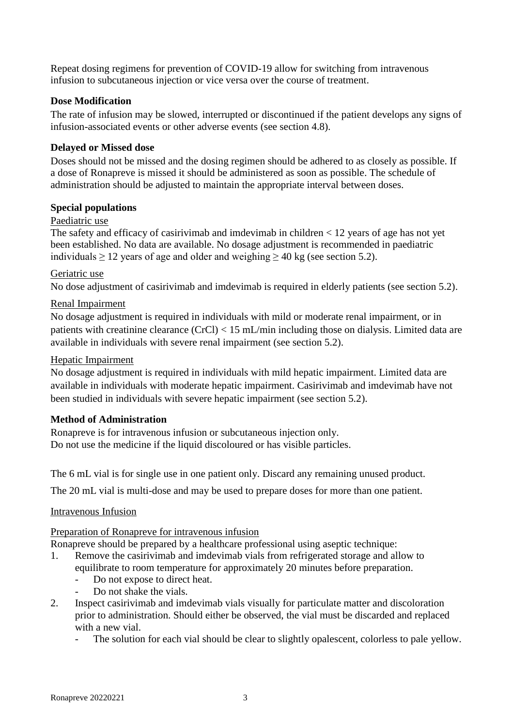Repeat dosing regimens for prevention of COVID-19 allow for switching from intravenous infusion to subcutaneous injection or vice versa over the course of treatment.

**Dose Modification**

The rate of infusion may be slowed, interrupted or discontinued if the patient develops any signs of infusion-associated events or other adverse events (see section 4.8).

**Delayed or Missed dose**

Doses should not be missed and the dosing regimen should be adhered to as closely as possible. If a dose of Ronapreve is missed it should be administered as soon as possible. The schedule of administration should be adjusted to maintain the appropriate interval between doses.

**Special populations**

Paediatric use

The safety and efficacy of casirivimab and imdevimab in children < 12 years of age has not yet been established. No data are available. No dosage adjustment is recommended in paediatric individuals ≥ 12 years of age and older and weighing ≥ 40 kg (see section 5.2).

Geriatric use

No dose adjustment of casirivimab and imdevimab is required in elderly patients (see section 5.2).

Renal Impairment

No dosage adjustment is required in individuals with mild or moderate renal impairment, or in patients with creatinine clearance (CrCl) < 15 mL/min including those on dialysis. Limited data are available in individuals with severe renal impairment (see section 5.2).

Hepatic Impairment

No dosage adjustment is required in individuals with mild hepatic impairment. Limited data are available in individuals with moderate hepatic impairment. Casirivimab and imdevimab have not been studied in individuals with severe hepatic impairment (see section 5.2).

**Method of Administration**

Ronapreve is for intravenous infusion or subcutaneous injection only.
Do not use the medicine if the liquid discoloured or has visible particles.

The 6 mL vial is for single use in one patient only. Discard any remaining unused product.

The 20 mL vial is multi-dose and may be used to prepare doses for more than one patient.

Intravenous Infusion

Preparation of Ronapreve for intravenous infusion

Ronapreve should be prepared by a healthcare professional using aseptic technique:

1. Remove the casirivimab and imdevimab vials from refrigerated storage and allow to equilibrate to room temperature for approximately 20 minutes before preparation.
   - Do not expose to direct heat.
   - Do not shake the vials.
2. Inspect casirivimab and imdevimab vials visually for particulate matter and discoloration prior to administration. Should either be observed, the vial must be discarded and replaced with a new vial.
   - The solution for each vial should be clear to slightly opalescent, colorless to pale yellow.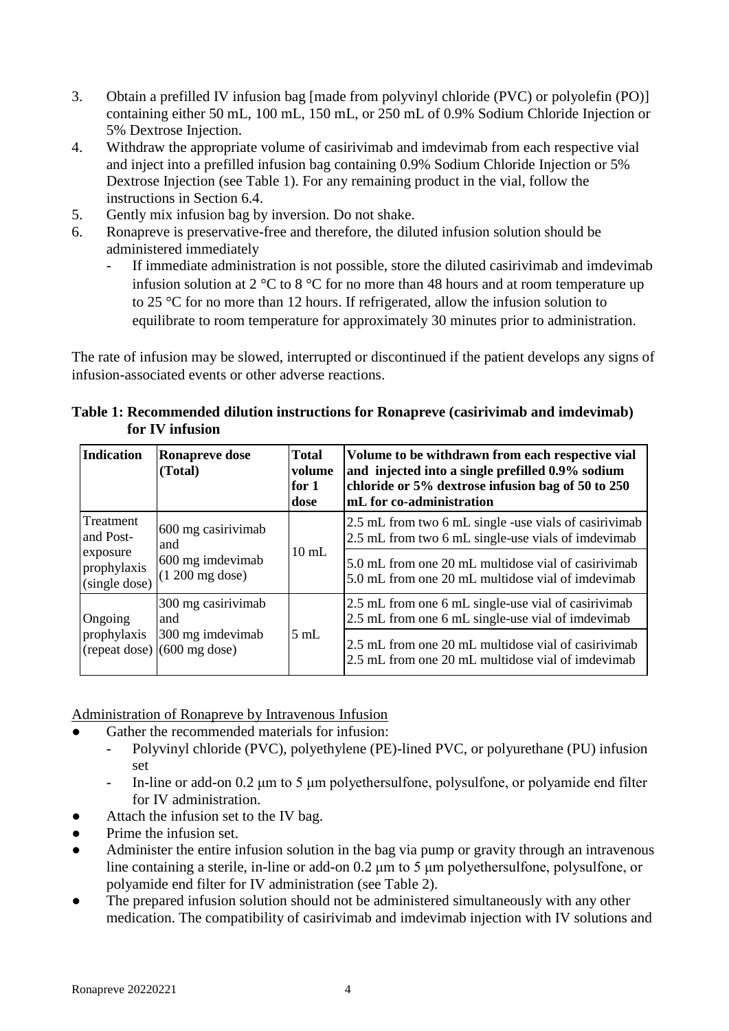3. Obtain a prefilled IV infusion bag [made from polyvinyl chloride (PVC) or polyolefin (PO)] containing either 50 mL, 100 mL, 150 mL, or 250 mL of 0.9% Sodium Chloride Injection or 5% Dextrose Injection.
4. Withdraw the appropriate volume of casirivimab and imdevimab from each respective vial and inject into a prefilled infusion bag containing 0.9% Sodium Chloride Injection or 5% Dextrose Injection (see Table 1). For any remaining product in the vial, follow the instructions in Section 6.4.
5. Gently mix infusion bag by inversion. Do not shake.
6. Ronapreve is preservative-free and therefore, the diluted infusion solution should be administered immediately
   - If immediate administration is not possible, store the diluted casirivimab and imdevimab infusion solution at 2 °C to 8 °C for no more than 48 hours and at room temperature up to 25 °C for no more than 12 hours. If refrigerated, allow the infusion solution to equilibrate to room temperature for approximately 30 minutes prior to administration.

The rate of infusion may be slowed, interrupted or discontinued if the patient develops any signs of infusion-associated events or other adverse reactions.

**Table 1: Recommended dilution instructions for Ronapreve (casirivimab and imdevimab) for IV infusion**

| Indication | Ronapreve dose (Total) | Total volume for 1 dose | Volume to be withdrawn from each respective vial and injected into a single prefilled 0.9% sodium chloride or 5% dextrose infusion bag of 50 to 250 mL for co-administration |
|---|---|---|---|
| Treatment and Post-exposure prophylaxis (single dose) | 600 mg casirivimab and 600 mg imdevimab (1 200 mg dose) | 10 mL | 2.5 mL from two 6 mL single -use vials of casirivimab<br>2.5 mL from two 6 mL single-use vials of imdevimab |
| | | | 5.0 mL from one 20 mL multidose vial of casirivimab<br>5.0 mL from one 20 mL multidose vial of imdevimab |
| Ongoing prophylaxis (repeat dose) | 300 mg casirivimab and 300 mg imdevimab (600 mg dose) | 5 mL | 2.5 mL from one 6 mL single-use vial of casirivimab<br>2.5 mL from one 6 mL single-use vial of imdevimab |
| | | | 2.5 mL from one 20 mL multidose vial of casirivimab<br>2.5 mL from one 20 mL multidose vial of imdevimab |

Administration of Ronapreve by Intravenous Infusion

- Gather the recommended materials for infusion:
  - Polyvinyl chloride (PVC), polyethylene (PE)-lined PVC, or polyurethane (PU) infusion set
  - In-line or add-on 0.2 µm to 5 µm polyethersulfone, polysulfone, or polyamide end filter for IV administration.
- Attach the infusion set to the IV bag.
- Prime the infusion set.
- Administer the entire infusion solution in the bag via pump or gravity through an intravenous line containing a sterile, in-line or add-on 0.2 µm to 5 µm polyethersulfone, polysulfone, or polyamide end filter for IV administration (see Table 2).
- The prepared infusion solution should not be administered simultaneously with any other medication. The compatibility of casirivimab and imdevimab injection with IV solutions and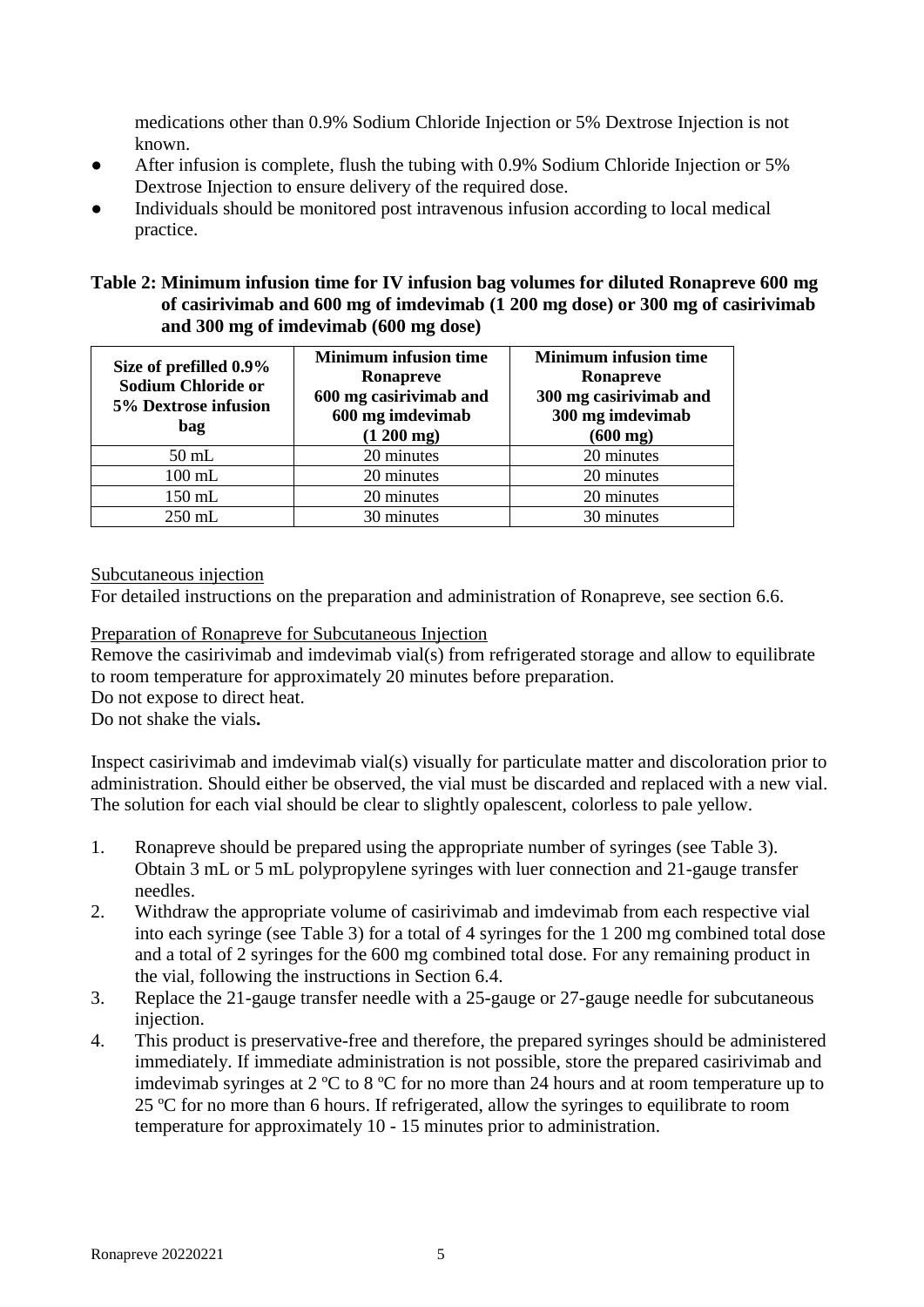medications other than 0.9% Sodium Chloride Injection or 5% Dextrose Injection is not known.

- After infusion is complete, flush the tubing with 0.9% Sodium Chloride Injection or 5% Dextrose Injection to ensure delivery of the required dose.
- Individuals should be monitored post intravenous infusion according to local medical practice.

**Table 2: Minimum infusion time for IV infusion bag volumes for diluted Ronapreve 600 mg of casirivimab and 600 mg of imdevimab (1 200 mg dose) or 300 mg of casirivimab and 300 mg of imdevimab (600 mg dose)**

| Size of prefilled 0.9% Sodium Chloride or 5% Dextrose infusion bag | Minimum infusion time Ronapreve 600 mg casirivimab and 600 mg imdevimab (1 200 mg) | Minimum infusion time Ronapreve 300 mg casirivimab and 300 mg imdevimab (600 mg) |
|---|---|---|
| 50 mL | 20 minutes | 20 minutes |
| 100 mL | 20 minutes | 20 minutes |
| 150 mL | 20 minutes | 20 minutes |
| 250 mL | 30 minutes | 30 minutes |

Subcutaneous injection

For detailed instructions on the preparation and administration of Ronapreve, see section 6.6.

Preparation of Ronapreve for Subcutaneous Injection

Remove the casirivimab and imdevimab vial(s) from refrigerated storage and allow to equilibrate to room temperature for approximately 20 minutes before preparation.

Do not expose to direct heat.

Do not shake the vials**.**

Inspect casirivimab and imdevimab vial(s) visually for particulate matter and discoloration prior to administration. Should either be observed, the vial must be discarded and replaced with a new vial. The solution for each vial should be clear to slightly opalescent, colorless to pale yellow.

1. Ronapreve should be prepared using the appropriate number of syringes (see Table 3). Obtain 3 mL or 5 mL polypropylene syringes with luer connection and 21-gauge transfer needles.
2. Withdraw the appropriate volume of casirivimab and imdevimab from each respective vial into each syringe (see Table 3) for a total of 4 syringes for the 1 200 mg combined total dose and a total of 2 syringes for the 600 mg combined total dose. For any remaining product in the vial, following the instructions in Section 6.4.
3. Replace the 21-gauge transfer needle with a 25-gauge or 27-gauge needle for subcutaneous injection.
4. This product is preservative-free and therefore, the prepared syringes should be administered immediately. If immediate administration is not possible, store the prepared casirivimab and imdevimab syringes at 2 ºC to 8 ºC for no more than 24 hours and at room temperature up to 25 ºC for no more than 6 hours. If refrigerated, allow the syringes to equilibrate to room temperature for approximately 10 - 15 minutes prior to administration.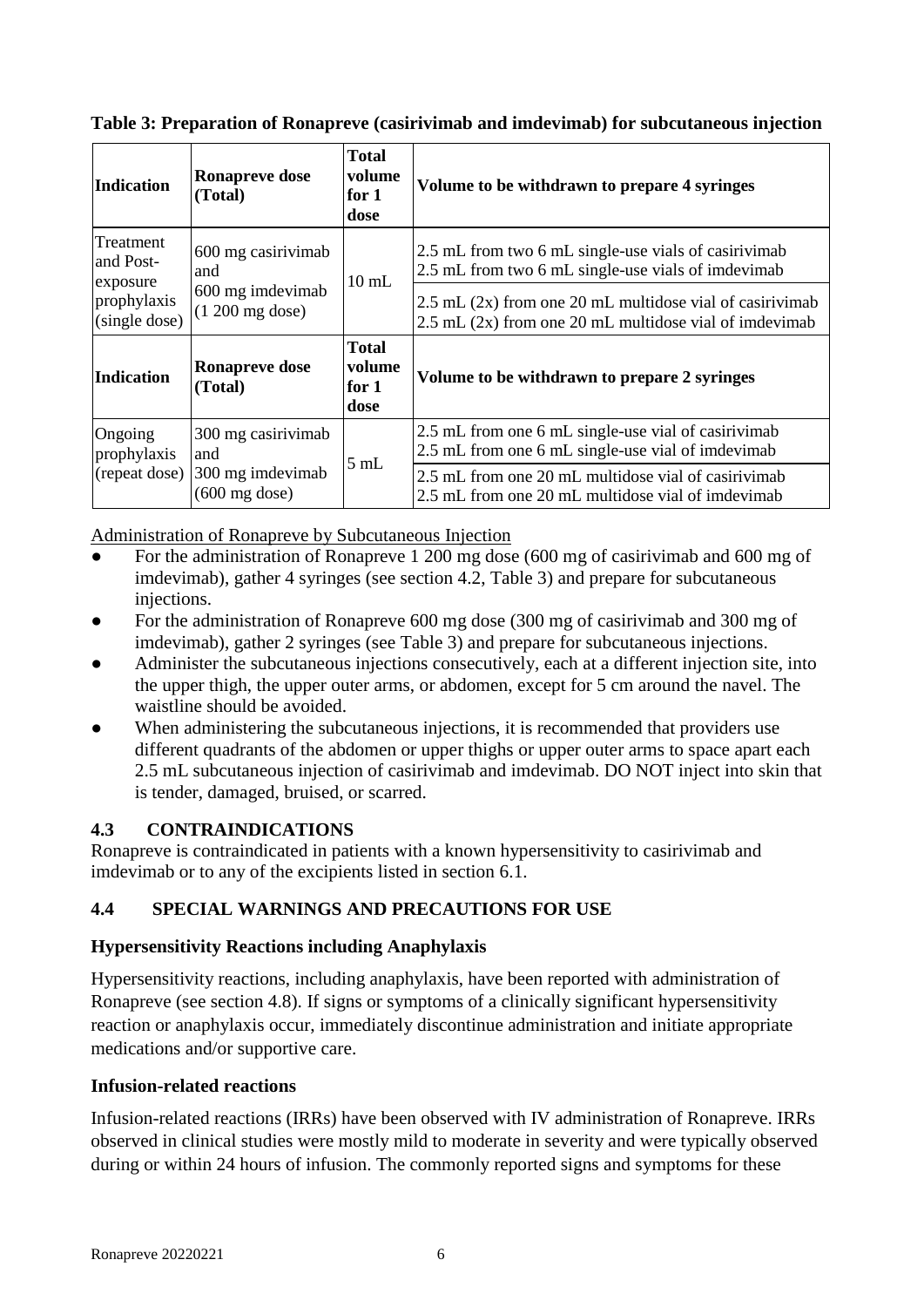**Table 3: Preparation of Ronapreve (casirivimab and imdevimab) for subcutaneous injection**

| Indication | Ronapreve dose (Total) | Total volume for 1 dose | Volume to be withdrawn to prepare 4 syringes |
|---|---|---|---|
| Treatment and Post-exposure prophylaxis (single dose) | 600 mg casirivimab and 600 mg imdevimab (1 200 mg dose) | 10 mL | 2.5 mL from two 6 mL single-use vials of casirivimab<br>2.5 mL from two 6 mL single-use vials of imdevimab |
| | | | 2.5 mL (2x) from one 20 mL multidose vial of casirivimab<br>2.5 mL (2x) from one 20 mL multidose vial of imdevimab |
| **Indication** | **Ronapreve dose (Total)** | **Total volume for 1 dose** | **Volume to be withdrawn to prepare 2 syringes** |
| Ongoing prophylaxis (repeat dose) | 300 mg casirivimab and 300 mg imdevimab (600 mg dose) | 5 mL | 2.5 mL from one 6 mL single-use vial of casirivimab<br>2.5 mL from one 6 mL single-use vial of imdevimab |
| | | | 2.5 mL from one 20 mL multidose vial of casirivimab<br>2.5 mL from one 20 mL multidose vial of imdevimab |

Administration of Ronapreve by Subcutaneous Injection

- For the administration of Ronapreve 1 200 mg dose (600 mg of casirivimab and 600 mg of imdevimab), gather 4 syringes (see section 4.2, Table 3) and prepare for subcutaneous injections.
- For the administration of Ronapreve 600 mg dose (300 mg of casirivimab and 300 mg of imdevimab), gather 2 syringes (see Table 3) and prepare for subcutaneous injections.
- Administer the subcutaneous injections consecutively, each at a different injection site, into the upper thigh, the upper outer arms, or abdomen, except for 5 cm around the navel. The waistline should be avoided.
- When administering the subcutaneous injections, it is recommended that providers use different quadrants of the abdomen or upper thighs or upper outer arms to space apart each 2.5 mL subcutaneous injection of casirivimab and imdevimab. DO NOT inject into skin that is tender, damaged, bruised, or scarred.

## 4.3 CONTRAINDICATIONS

Ronapreve is contraindicated in patients with a known hypersensitivity to casirivimab and imdevimab or to any of the excipients listed in section 6.1.

## 4.4 SPECIAL WARNINGS AND PRECAUTIONS FOR USE

### Hypersensitivity Reactions including Anaphylaxis

Hypersensitivity reactions, including anaphylaxis, have been reported with administration of Ronapreve (see section 4.8). If signs or symptoms of a clinically significant hypersensitivity reaction or anaphylaxis occur, immediately discontinue administration and initiate appropriate medications and/or supportive care.

### Infusion-related reactions

Infusion-related reactions (IRRs) have been observed with IV administration of Ronapreve. IRRs observed in clinical studies were mostly mild to moderate in severity and were typically observed during or within 24 hours of infusion. The commonly reported signs and symptoms for these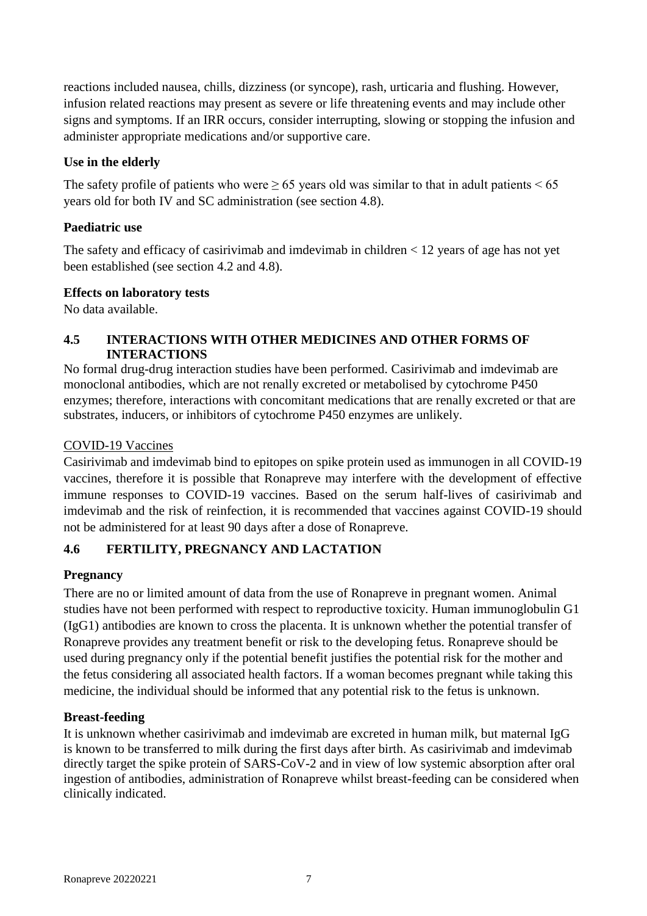reactions included nausea, chills, dizziness (or syncope), rash, urticaria and flushing. However, infusion related reactions may present as severe or life threatening events and may include other signs and symptoms. If an IRR occurs, consider interrupting, slowing or stopping the infusion and administer appropriate medications and/or supportive care.

### Use in the elderly

The safety profile of patients who were $\geq 65$ years old was similar to that in adult patients $< 65$ years old for both IV and SC administration (see section 4.8).

### Paediatric use

The safety and efficacy of casirivimab and imdevimab in children $< 12$ years of age has not yet been established (see section 4.2 and 4.8).

### Effects on laboratory tests

No data available.

## 4.5 INTERACTIONS WITH OTHER MEDICINES AND OTHER FORMS OF INTERACTIONS

No formal drug-drug interaction studies have been performed. Casirivimab and imdevimab are monoclonal antibodies, which are not renally excreted or metabolised by cytochrome P450 enzymes; therefore, interactions with concomitant medications that are renally excreted or that are substrates, inducers, or inhibitors of cytochrome P450 enzymes are unlikely.

COVID-19 Vaccines

Casirivimab and imdevimab bind to epitopes on spike protein used as immunogen in all COVID-19 vaccines, therefore it is possible that Ronapreve may interfere with the development of effective immune responses to COVID-19 vaccines. Based on the serum half-lives of casirivimab and imdevimab and the risk of reinfection, it is recommended that vaccines against COVID-19 should not be administered for at least 90 days after a dose of Ronapreve.

## 4.6 FERTILITY, PREGNANCY AND LACTATION

### Pregnancy

There are no or limited amount of data from the use of Ronapreve in pregnant women. Animal studies have not been performed with respect to reproductive toxicity. Human immunoglobulin G1 (IgG1) antibodies are known to cross the placenta. It is unknown whether the potential transfer of Ronapreve provides any treatment benefit or risk to the developing fetus. Ronapreve should be used during pregnancy only if the potential benefit justifies the potential risk for the mother and the fetus considering all associated health factors. If a woman becomes pregnant while taking this medicine, the individual should be informed that any potential risk to the fetus is unknown.

### Breast-feeding

It is unknown whether casirivimab and imdevimab are excreted in human milk, but maternal IgG is known to be transferred to milk during the first days after birth. As casirivimab and imdevimab directly target the spike protein of SARS-CoV-2 and in view of low systemic absorption after oral ingestion of antibodies, administration of Ronapreve whilst breast-feeding can be considered when clinically indicated.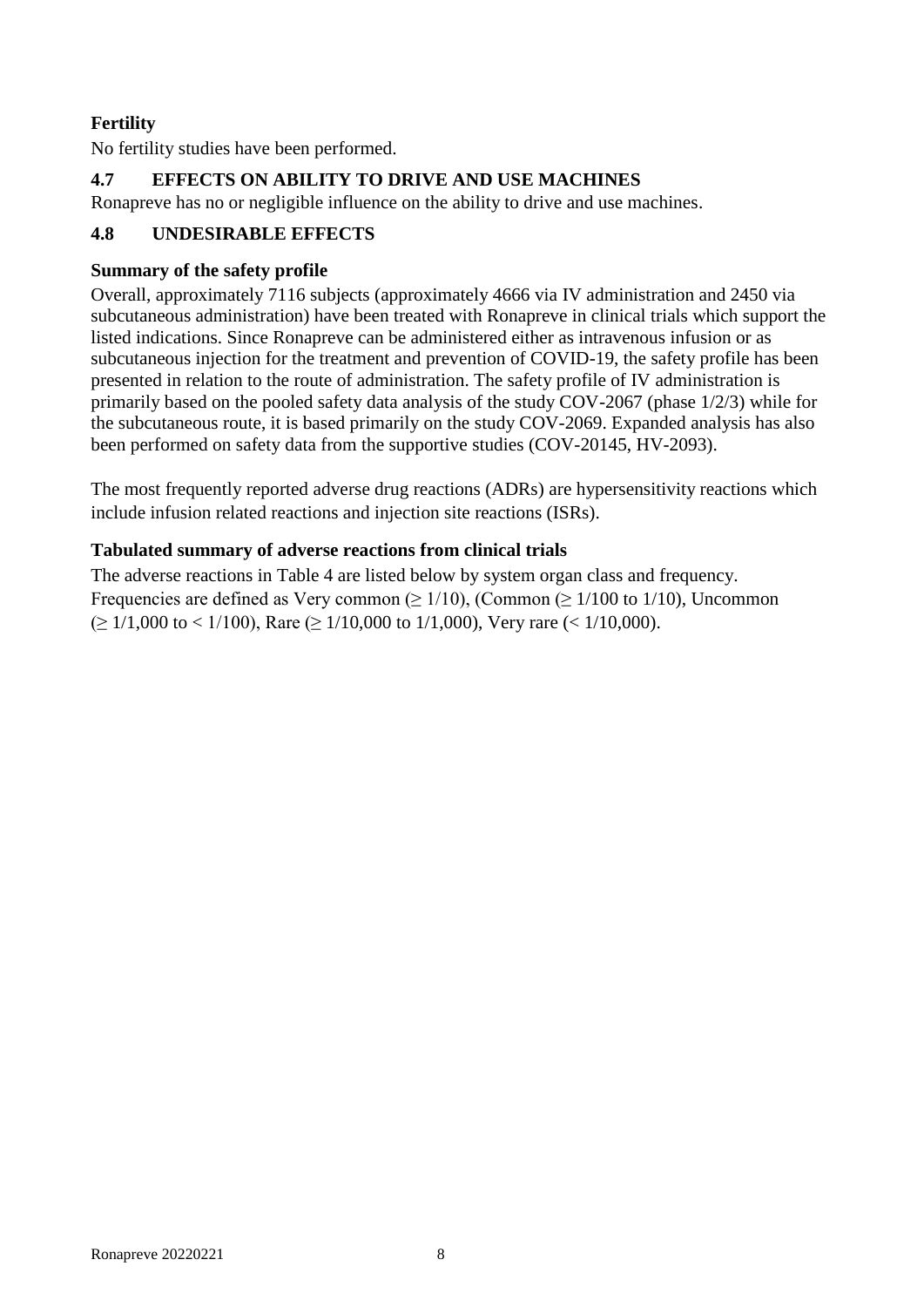### Fertility

No fertility studies have been performed.

## 4.7 EFFECTS ON ABILITY TO DRIVE AND USE MACHINES

Ronapreve has no or negligible influence on the ability to drive and use machines.

## 4.8 UNDESIRABLE EFFECTS

### Summary of the safety profile

Overall, approximately 7116 subjects (approximately 4666 via IV administration and 2450 via subcutaneous administration) have been treated with Ronapreve in clinical trials which support the listed indications. Since Ronapreve can be administered either as intravenous infusion or as subcutaneous injection for the treatment and prevention of COVID-19, the safety profile has been presented in relation to the route of administration. The safety profile of IV administration is primarily based on the pooled safety data analysis of the study COV-2067 (phase 1/2/3) while for the subcutaneous route, it is based primarily on the study COV-2069. Expanded analysis has also been performed on safety data from the supportive studies (COV-20145, HV-2093).

The most frequently reported adverse drug reactions (ADRs) are hypersensitivity reactions which include infusion related reactions and injection site reactions (ISRs).

### Tabulated summary of adverse reactions from clinical trials

The adverse reactions in Table 4 are listed below by system organ class and frequency. Frequencies are defined as Very common ($\geq 1/10$), (Common ($\geq 1/100$ to $1/10$), Uncommon ($\geq 1/1{,}000$ to $< 1/100$), Rare ($\geq 1/10{,}000$ to $1/1{,}000$), Very rare ($< 1/10{,}000$).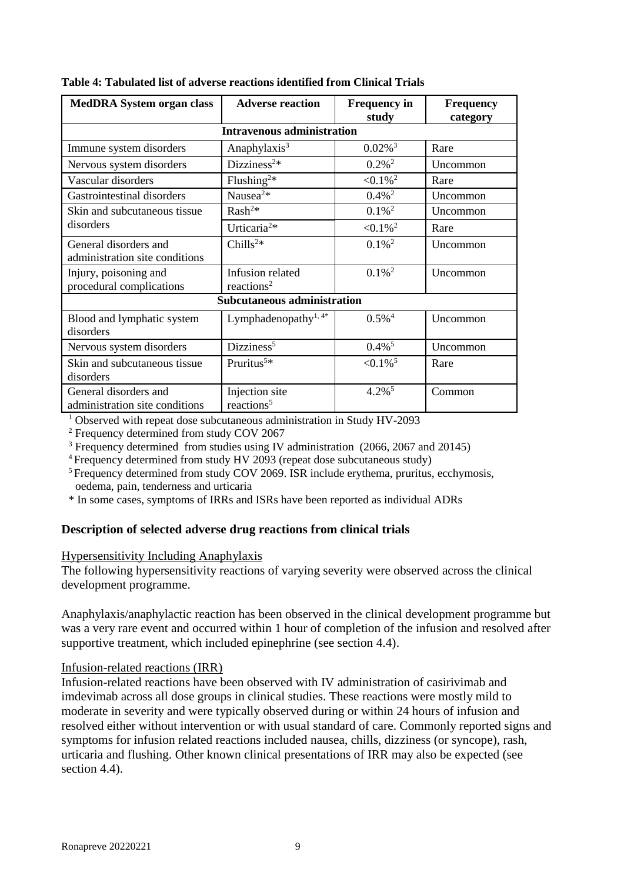**Table 4: Tabulated list of adverse reactions identified from Clinical Trials**

| MedDRA System organ class | Adverse reaction | Frequency in study | Frequency category |
|---|---|---|---|
| **Intravenous administration** | | | |
| Immune system disorders | Anaphylaxis[3] | 0.02%[3] | Rare |
| Nervous system disorders | Dizziness[2]* | 0.2%[2] | Uncommon |
| Vascular disorders | Flushing[2]* | <0.1%[2] | Rare |
| Gastrointestinal disorders | Nausea[2]* | 0.4%[2] | Uncommon |
| Skin and subcutaneous tissue disorders | Rash[2]* | 0.1%[2] | Uncommon |
| | Urticaria[2]* | <0.1%[2] | Rare |
| General disorders and administration site conditions | Chills[2]* | 0.1%[2] | Uncommon |
| Injury, poisoning and procedural complications | Infusion related reactions[2] | 0.1%[2] | Uncommon |
| **Subcutaneous administration** | | | |
| Blood and lymphatic system disorders | Lymphadenopathy[1, 4*] | 0.5%[4] | Uncommon |
| Nervous system disorders | Dizziness[5] | 0.4%[5] | Uncommon |
| Skin and subcutaneous tissue disorders | Pruritus[5]* | <0.1%[5] | Rare |
| General disorders and administration site conditions | Injection site reactions[5] | 4.2%[5] | Common |

[1] Observed with repeat dose subcutaneous administration in Study HV-2093

[2] Frequency determined from study COV 2067

[3] Frequency determined from studies using IV administration (2066, 2067 and 20145)

[4] Frequency determined from study HV 2093 (repeat dose subcutaneous study)

[5] Frequency determined from study COV 2069. ISR include erythema, pruritus, ecchymosis, oedema, pain, tenderness and urticaria

* In some cases, symptoms of IRRs and ISRs have been reported as individual ADRs

### Description of selected adverse drug reactions from clinical trials

Hypersensitivity Including Anaphylaxis

The following hypersensitivity reactions of varying severity were observed across the clinical development programme.

Anaphylaxis/anaphylactic reaction has been observed in the clinical development programme but was a very rare event and occurred within 1 hour of completion of the infusion and resolved after supportive treatment, which included epinephrine (see section 4.4).

Infusion-related reactions (IRR)

Infusion-related reactions have been observed with IV administration of casirivimab and imdevimab across all dose groups in clinical studies. These reactions were mostly mild to moderate in severity and were typically observed during or within 24 hours of infusion and resolved either without intervention or with usual standard of care. Commonly reported signs and symptoms for infusion related reactions included nausea, chills, dizziness (or syncope), rash, urticaria and flushing. Other known clinical presentations of IRR may also be expected (see section 4.4).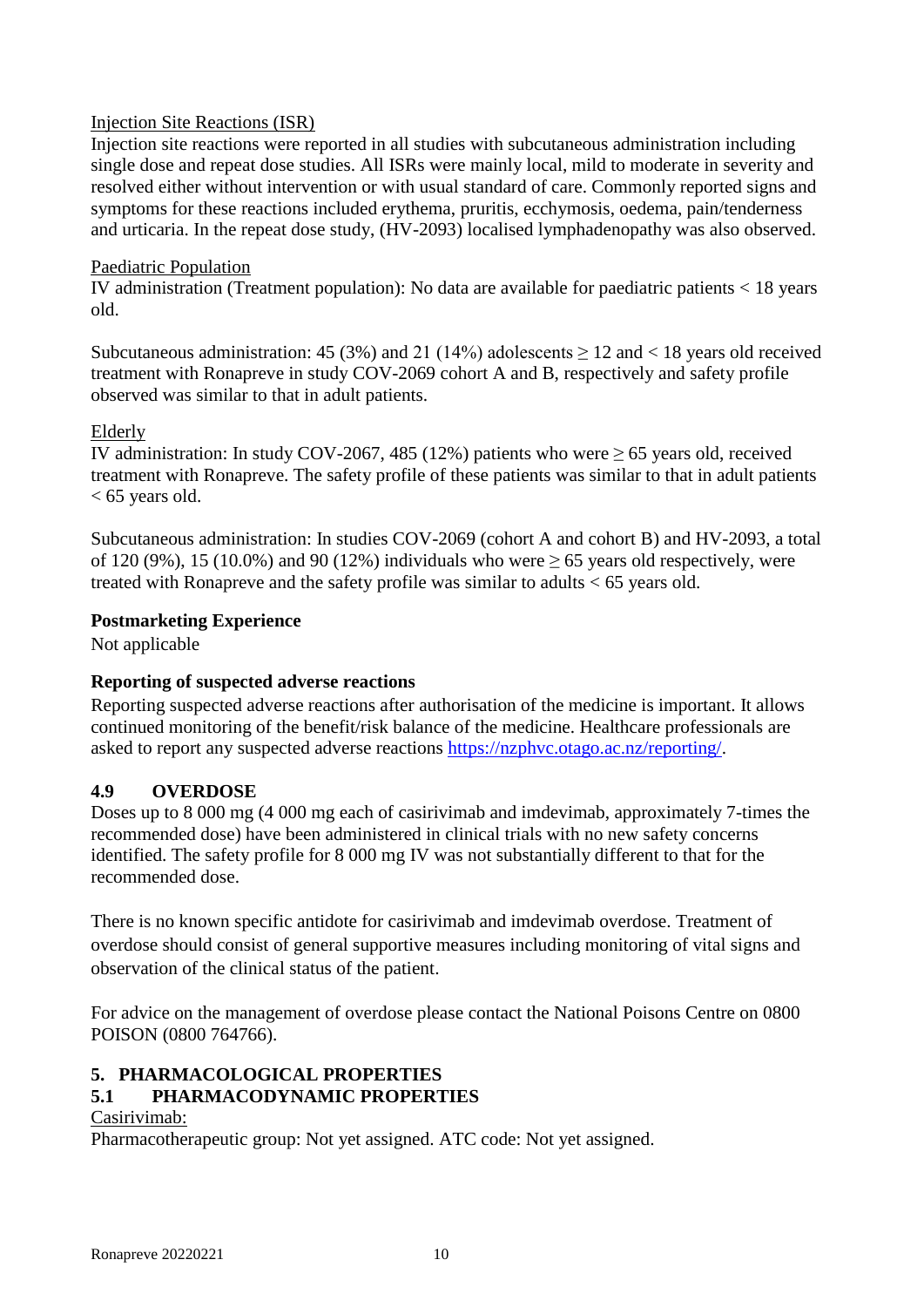Injection Site Reactions (ISR)

Injection site reactions were reported in all studies with subcutaneous administration including single dose and repeat dose studies. All ISRs were mainly local, mild to moderate in severity and resolved either without intervention or with usual standard of care. Commonly reported signs and symptoms for these reactions included erythema, pruritis, ecchymosis, oedema, pain/tenderness and urticaria. In the repeat dose study, (HV-2093) localised lymphadenopathy was also observed.

Paediatric Population

IV administration (Treatment population): No data are available for paediatric patients < 18 years old.

Subcutaneous administration: 45 (3%) and 21 (14%) adolescents ≥ 12 and < 18 years old received treatment with Ronapreve in study COV-2069 cohort A and B, respectively and safety profile observed was similar to that in adult patients.

Elderly

IV administration: In study COV-2067, 485 (12%) patients who were ≥ 65 years old, received treatment with Ronapreve. The safety profile of these patients was similar to that in adult patients < 65 years old.

Subcutaneous administration: In studies COV-2069 (cohort A and cohort B) and HV-2093, a total of 120 (9%), 15 (10.0%) and 90 (12%) individuals who were ≥ 65 years old respectively, were treated with Ronapreve and the safety profile was similar to adults < 65 years old.

**Postmarketing Experience**

Not applicable

**Reporting of suspected adverse reactions**

Reporting suspected adverse reactions after authorisation of the medicine is important. It allows continued monitoring of the benefit/risk balance of the medicine. Healthcare professionals are asked to report any suspected adverse reactions https://nzphvc.otago.ac.nz/reporting/.

## 4.9 OVERDOSE

Doses up to 8 000 mg (4 000 mg each of casirivimab and imdevimab, approximately 7-times the recommended dose) have been administered in clinical trials with no new safety concerns identified. The safety profile for 8 000 mg IV was not substantially different to that for the recommended dose.

There is no known specific antidote for casirivimab and imdevimab overdose. Treatment of overdose should consist of general supportive measures including monitoring of vital signs and observation of the clinical status of the patient.

For advice on the management of overdose please contact the National Poisons Centre on 0800 POISON (0800 764766).

# 5. PHARMACOLOGICAL PROPERTIES

## 5.1 PHARMACODYNAMIC PROPERTIES

Casirivimab:

Pharmacotherapeutic group: Not yet assigned. ATC code: Not yet assigned.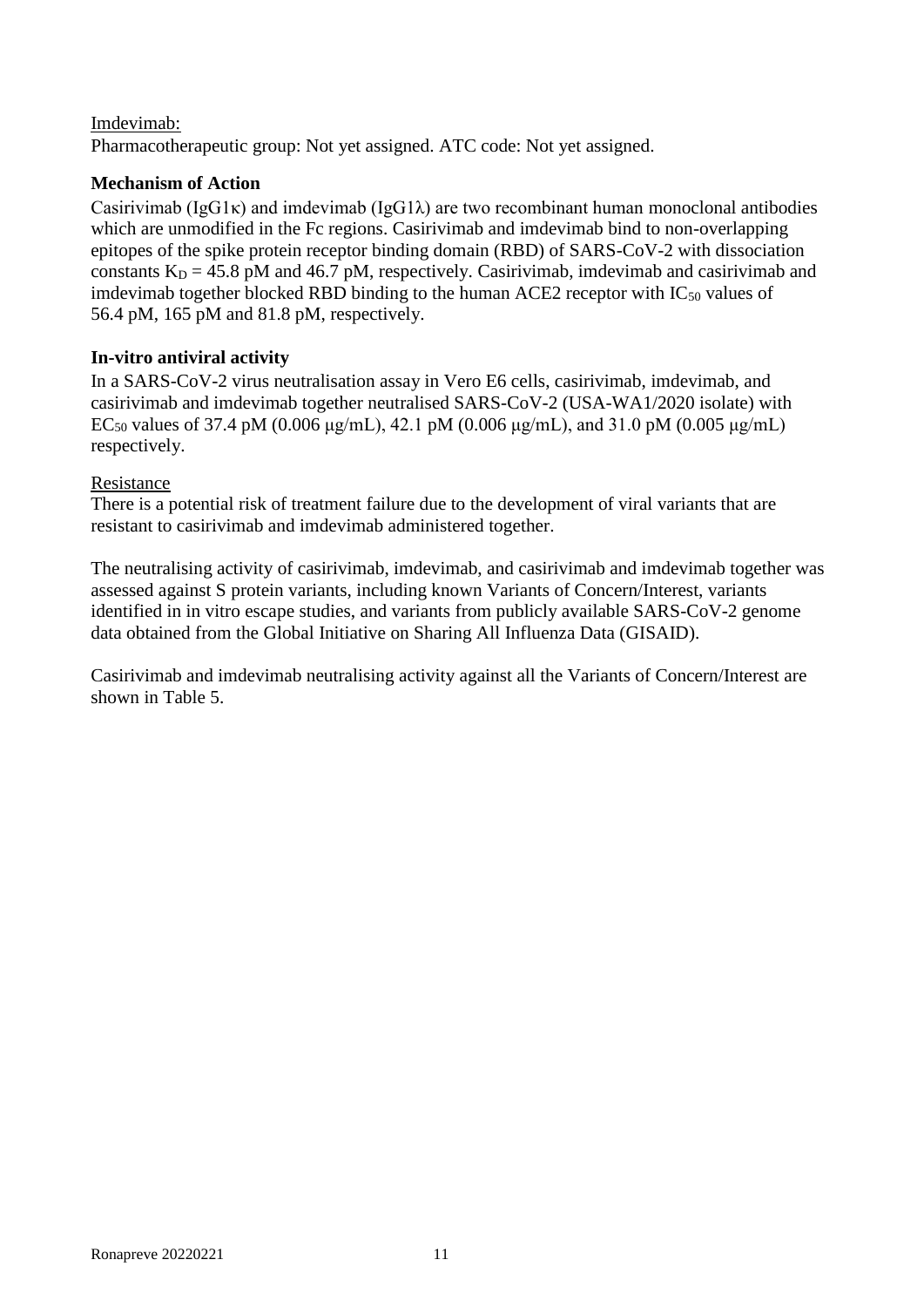Imdevimab:
Pharmacotherapeutic group: Not yet assigned. ATC code: Not yet assigned.

**Mechanism of Action**

Casirivimab (IgG1κ) and imdevimab (IgG1λ) are two recombinant human monoclonal antibodies which are unmodified in the Fc regions. Casirivimab and imdevimab bind to non-overlapping epitopes of the spike protein receptor binding domain (RBD) of SARS-CoV-2 with dissociation constants $K_D$ = 45.8 pM and 46.7 pM, respectively. Casirivimab, imdevimab and casirivimab and imdevimab together blocked RBD binding to the human ACE2 receptor with $IC_{50}$ values of 56.4 pM, 165 pM and 81.8 pM, respectively.

**In-vitro antiviral activity**

In a SARS-CoV-2 virus neutralisation assay in Vero E6 cells, casirivimab, imdevimab, and casirivimab and imdevimab together neutralised SARS-CoV-2 (USA-WA1/2020 isolate) with $EC_{50}$ values of 37.4 pM (0.006 μg/mL), 42.1 pM (0.006 μg/mL), and 31.0 pM (0.005 μg/mL) respectively.

Resistance

There is a potential risk of treatment failure due to the development of viral variants that are resistant to casirivimab and imdevimab administered together.

The neutralising activity of casirivimab, imdevimab, and casirivimab and imdevimab together was assessed against S protein variants, including known Variants of Concern/Interest, variants identified in in vitro escape studies, and variants from publicly available SARS-CoV-2 genome data obtained from the Global Initiative on Sharing All Influenza Data (GISAID).

Casirivimab and imdevimab neutralising activity against all the Variants of Concern/Interest are shown in Table 5.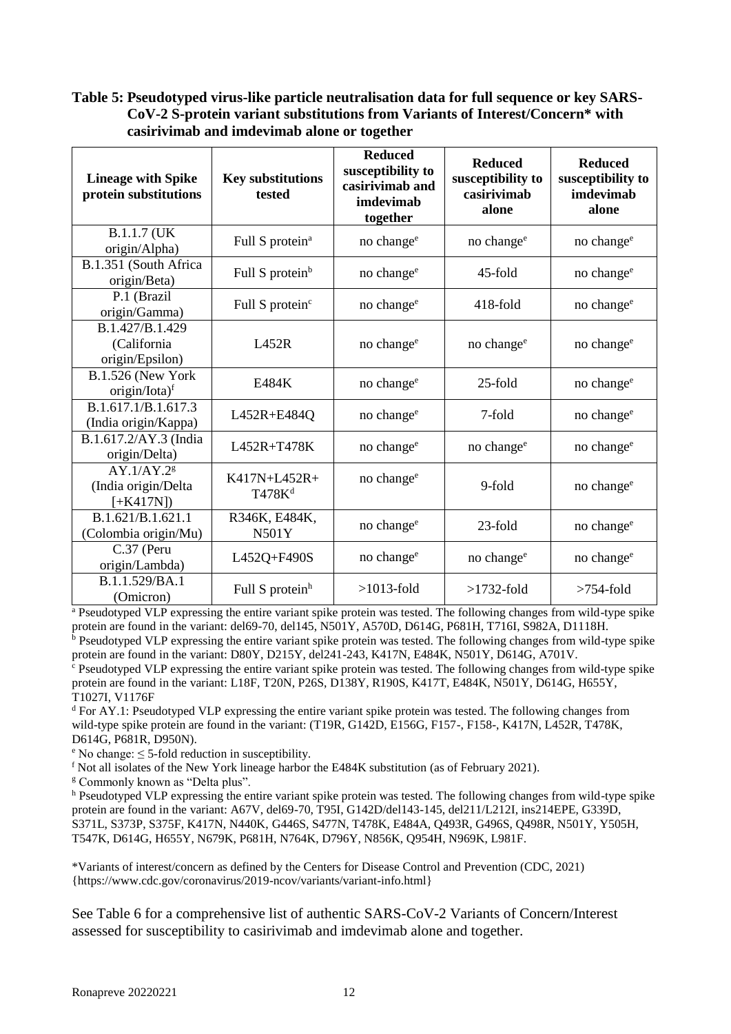**Table 5: Pseudotyped virus-like particle neutralisation data for full sequence or key SARS-CoV-2 S-protein variant substitutions from Variants of Interest/Concern* with casirivimab and imdevimab alone or together**

| Lineage with Spike protein substitutions | Key substitutions tested | Reduced susceptibility to casirivimab and imdevimab together | Reduced susceptibility to casirivimab alone | Reduced susceptibility to imdevimab alone |
|---|---|---|---|---|
| B.1.1.7 (UK origin/Alpha) | Full S protein[a] | no change[e] | no change[e] | no change[e] |
| B.1.351 (South Africa origin/Beta) | Full S protein[b] | no change[e] | 45-fold | no change[e] |
| P.1 (Brazil origin/Gamma) | Full S protein[c] | no change[e] | 418-fold | no change[e] |
| B.1.427/B.1.429 (California origin/Epsilon) | L452R | no change[e] | no change[e] | no change[e] |
| B.1.526 (New York origin/Iota)[f] | E484K | no change[e] | 25-fold | no change[e] |
| B.1.617.1/B.1.617.3 (India origin/Kappa) | L452R+E484Q | no change[e] | 7-fold | no change[e] |
| B.1.617.2/AY.3 (India origin/Delta) | L452R+T478K | no change[e] | no change[e] | no change[e] |
| AY.1/AY.2[g] (India origin/Delta [+K417N]) | K417N+L452R+ T478K[d] | no change[e] | 9-fold | no change[e] |
| B.1.621/B.1.621.1 (Colombia origin/Mu) | R346K, E484K, N501Y | no change[e] | 23-fold | no change[e] |
| C.37 (Peru origin/Lambda) | L452Q+F490S | no change[e] | no change[e] | no change[e] |
| B.1.1.529/BA.1 (Omicron) | Full S protein[h] | >1013-fold | >1732-fold | >754-fold |

[a] Pseudotyped VLP expressing the entire variant spike protein was tested. The following changes from wild-type spike protein are found in the variant: del69-70, del145, N501Y, A570D, D614G, P681H, T716I, S982A, D1118H.
[b] Pseudotyped VLP expressing the entire variant spike protein was tested. The following changes from wild-type spike protein are found in the variant: D80Y, D215Y, del241-243, K417N, E484K, N501Y, D614G, A701V.
[c] Pseudotyped VLP expressing the entire variant spike protein was tested. The following changes from wild-type spike protein are found in the variant: L18F, T20N, P26S, D138Y, R190S, K417T, E484K, N501Y, D614G, H655Y, T1027I, V1176F
[d] For AY.1: Pseudotyped VLP expressing the entire variant spike protein was tested. The following changes from wild-type spike protein are found in the variant: (T19R, G142D, E156G, F157-, F158-, K417N, L452R, T478K, D614G, P681R, D950N).
[e] No change: ≤ 5-fold reduction in susceptibility.
[f] Not all isolates of the New York lineage harbor the E484K substitution (as of February 2021).
[g] Commonly known as "Delta plus".
[h] Pseudotyped VLP expressing the entire variant spike protein was tested. The following changes from wild-type spike protein are found in the variant: A67V, del69-70, T95I, G142D/del143-145, del211/L212I, ins214EPE, G339D, S371L, S373P, S375F, K417N, N440K, G446S, S477N, T478K, E484A, Q493R, G496S, Q498R, N501Y, Y505H, T547K, D614G, H655Y, N679K, P681H, N764K, D796Y, N856K, Q954H, N969K, L981F.

*Variants of interest/concern as defined by the Centers for Disease Control and Prevention (CDC, 2021) {https://www.cdc.gov/coronavirus/2019-ncov/variants/variant-info.html}

See Table 6 for a comprehensive list of authentic SARS-CoV-2 Variants of Concern/Interest assessed for susceptibility to casirivimab and imdevimab alone and together.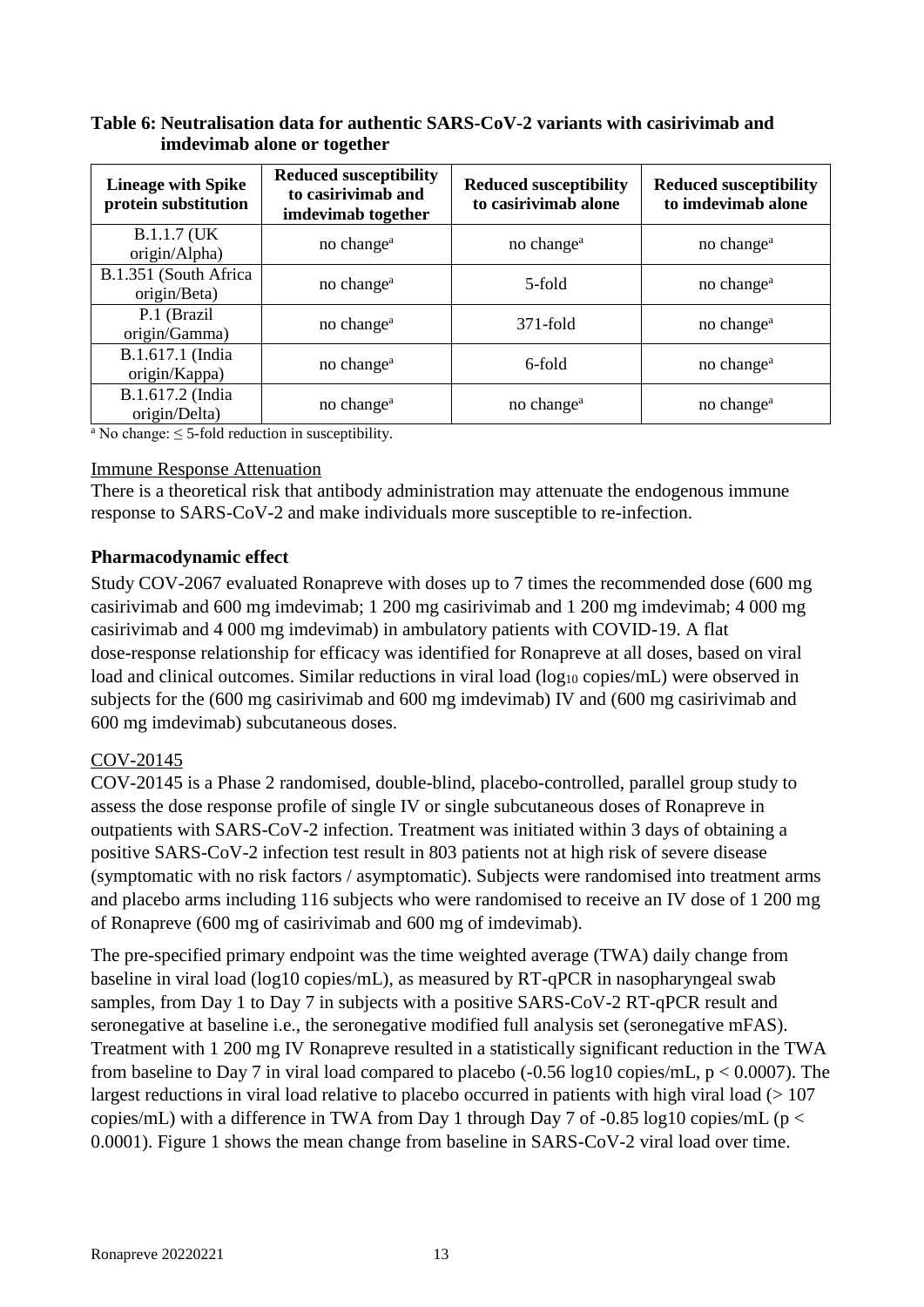**Table 6: Neutralisation data for authentic SARS-CoV-2 variants with casirivimab and imdevimab alone or together**

| Lineage with Spike protein substitution | Reduced susceptibility to casirivimab and imdevimab together | Reduced susceptibility to casirivimab alone | Reduced susceptibility to imdevimab alone |
|---|---|---|---|
| B.1.1.7 (UK origin/Alpha) | no change[a] | no change[a] | no change[a] |
| B.1.351 (South Africa origin/Beta) | no change[a] | 5-fold | no change[a] |
| P.1 (Brazil origin/Gamma) | no change[a] | 371-fold | no change[a] |
| B.1.617.1 (India origin/Kappa) | no change[a] | 6-fold | no change[a] |
| B.1.617.2 (India origin/Delta) | no change[a] | no change[a] | no change[a] |

[a] No change: ≤ 5-fold reduction in susceptibility.

Immune Response Attenuation

There is a theoretical risk that antibody administration may attenuate the endogenous immune response to SARS-CoV-2 and make individuals more susceptible to re-infection.

**Pharmacodynamic effect**

Study COV-2067 evaluated Ronapreve with doses up to 7 times the recommended dose (600 mg casirivimab and 600 mg imdevimab; 1 200 mg casirivimab and 1 200 mg imdevimab; 4 000 mg casirivimab and 4 000 mg imdevimab) in ambulatory patients with COVID-19. A flat dose-response relationship for efficacy was identified for Ronapreve at all doses, based on viral load and clinical outcomes. Similar reductions in viral load ($\log_{10}$ copies/mL) were observed in subjects for the (600 mg casirivimab and 600 mg imdevimab) IV and (600 mg casirivimab and 600 mg imdevimab) subcutaneous doses.

COV-20145

COV-20145 is a Phase 2 randomised, double-blind, placebo-controlled, parallel group study to assess the dose response profile of single IV or single subcutaneous doses of Ronapreve in outpatients with SARS-CoV-2 infection. Treatment was initiated within 3 days of obtaining a positive SARS-CoV-2 infection test result in 803 patients not at high risk of severe disease (symptomatic with no risk factors / asymptomatic). Subjects were randomised into treatment arms and placebo arms including 116 subjects who were randomised to receive an IV dose of 1 200 mg of Ronapreve (600 mg of casirivimab and 600 mg of imdevimab).

The pre-specified primary endpoint was the time weighted average (TWA) daily change from baseline in viral load (log10 copies/mL), as measured by RT-qPCR in nasopharyngeal swab samples, from Day 1 to Day 7 in subjects with a positive SARS-CoV-2 RT-qPCR result and seronegative at baseline i.e., the seronegative modified full analysis set (seronegative mFAS). Treatment with 1 200 mg IV Ronapreve resulted in a statistically significant reduction in the TWA from baseline to Day 7 in viral load compared to placebo (-0.56 log10 copies/mL, $p < 0.0007$). The largest reductions in viral load relative to placebo occurred in patients with high viral load (> 107 copies/mL) with a difference in TWA from Day 1 through Day 7 of -0.85 log10 copies/mL ($p < 0.0001$). Figure 1 shows the mean change from baseline in SARS-CoV-2 viral load over time.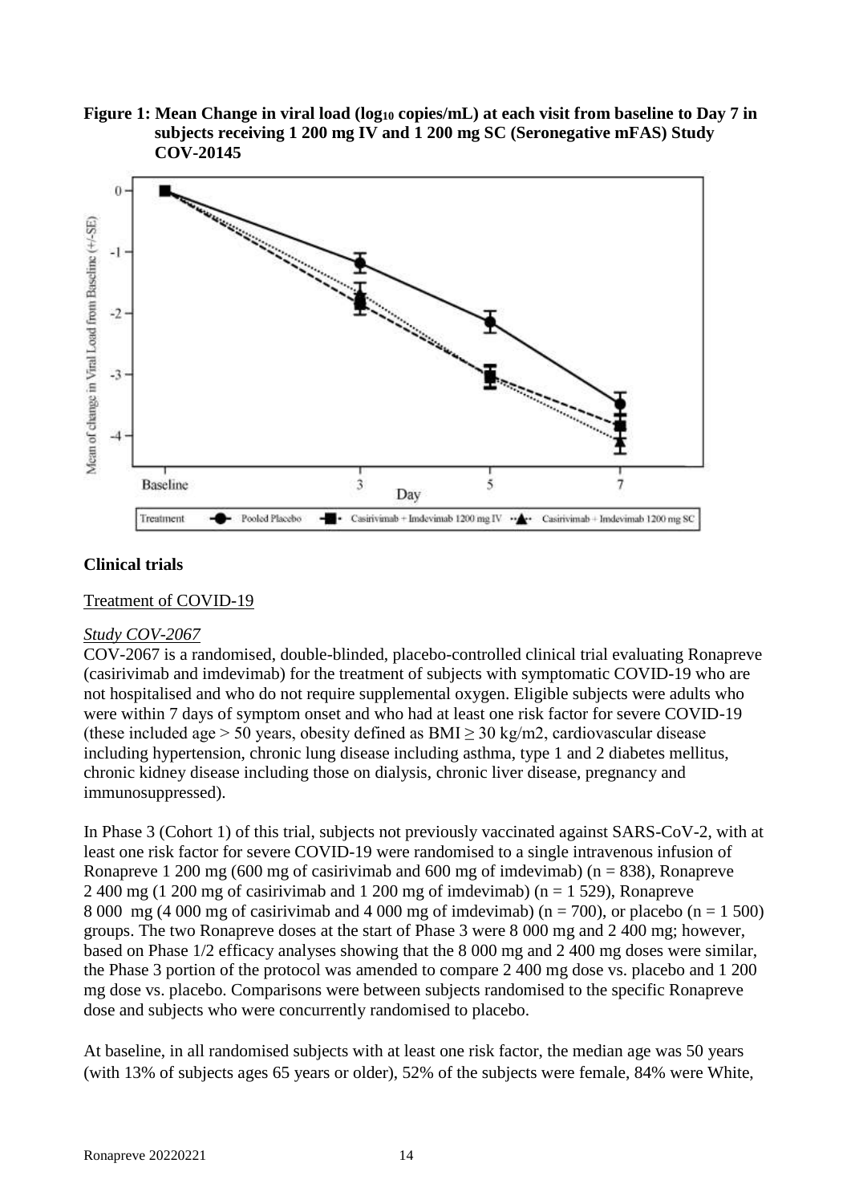**Figure 1: Mean Change in viral load ($log_{10}$ copies/mL) at each visit from baseline to Day 7 in subjects receiving 1 200 mg IV and 1 200 mg SC (Seronegative mFAS) Study COV-20145**

## Clinical trials

### Treatment of COVID-19

#### *Study COV-2067*

COV-2067 is a randomised, double-blinded, placebo-controlled clinical trial evaluating Ronapreve (casirivimab and imdevimab) for the treatment of subjects with symptomatic COVID-19 who are not hospitalised and who do not require supplemental oxygen. Eligible subjects were adults who were within 7 days of symptom onset and who had at least one risk factor for severe COVID-19 (these included age > 50 years, obesity defined as BMI ≥ 30 kg/m2, cardiovascular disease including hypertension, chronic lung disease including asthma, type 1 and 2 diabetes mellitus, chronic kidney disease including those on dialysis, chronic liver disease, pregnancy and immunosuppressed).

In Phase 3 (Cohort 1) of this trial, subjects not previously vaccinated against SARS-CoV-2, with at least one risk factor for severe COVID-19 were randomised to a single intravenous infusion of Ronapreve 1 200 mg (600 mg of casirivimab and 600 mg of imdevimab) (n = 838), Ronapreve 2 400 mg (1 200 mg of casirivimab and 1 200 mg of imdevimab) (n = 1 529), Ronapreve 8 000 mg (4 000 mg of casirivimab and 4 000 mg of imdevimab) (n = 700), or placebo (n = 1 500) groups. The two Ronapreve doses at the start of Phase 3 were 8 000 mg and 2 400 mg; however, based on Phase 1/2 efficacy analyses showing that the 8 000 mg and 2 400 mg doses were similar, the Phase 3 portion of the protocol was amended to compare 2 400 mg dose vs. placebo and 1 200 mg dose vs. placebo. Comparisons were between subjects randomised to the specific Ronapreve dose and subjects who were concurrently randomised to placebo.

At baseline, in all randomised subjects with at least one risk factor, the median age was 50 years (with 13% of subjects ages 65 years or older), 52% of the subjects were female, 84% were White,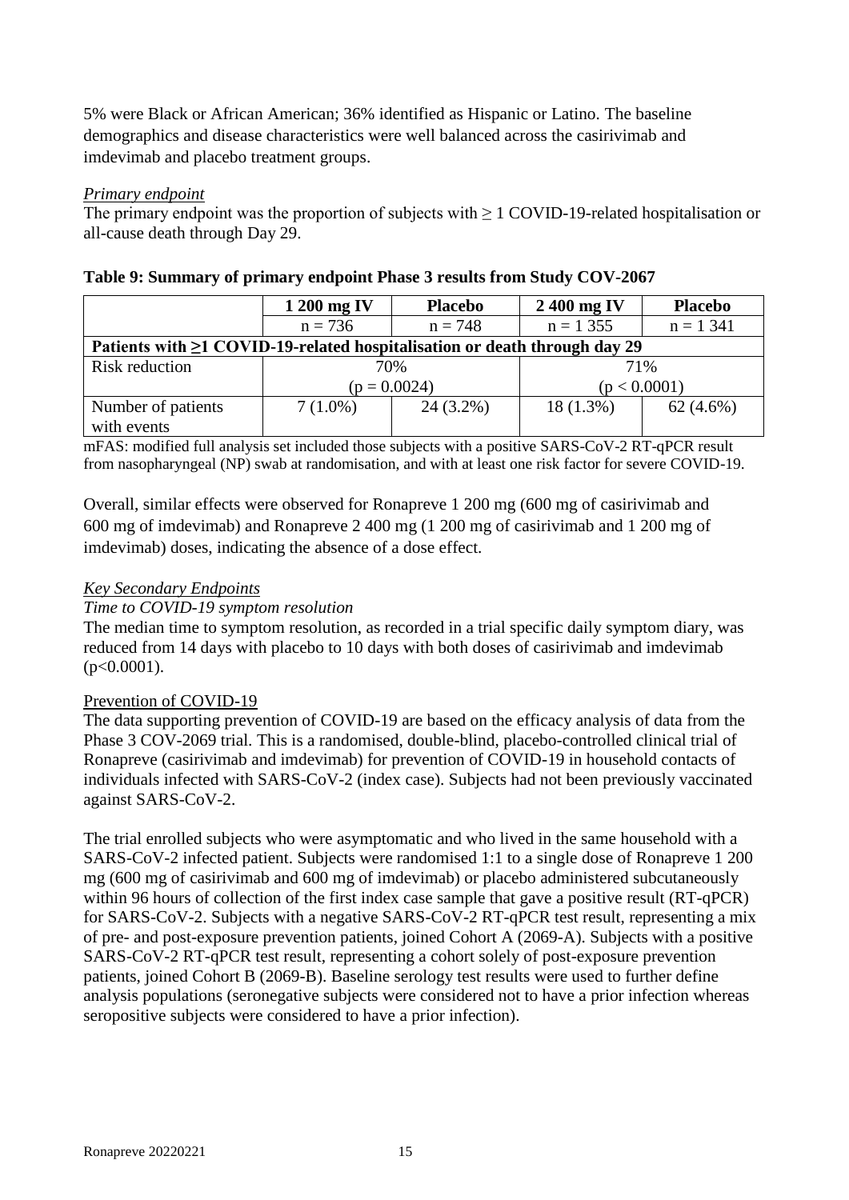5% were Black or African American; 36% identified as Hispanic or Latino. The baseline demographics and disease characteristics were well balanced across the casirivimab and imdevimab and placebo treatment groups.

*Primary endpoint*

The primary endpoint was the proportion of subjects with ≥ 1 COVID-19-related hospitalisation or all-cause death through Day 29.

**Table 9: Summary of primary endpoint Phase 3 results from Study COV-2067**

| | 1 200 mg IV | Placebo | 2 400 mg IV | Placebo |
|---|---|---|---|---|
| | n = 736 | n = 748 | n = 1 355 | n = 1 341 |
| **Patients with ≥1 COVID-19-related hospitalisation or death through day 29** | | | | |
| Risk reduction | 70% ($p = 0.0024$) | | 71% ($p < 0.0001$) | |
| Number of patients with events | 7 (1.0%) | 24 (3.2%) | 18 (1.3%) | 62 (4.6%) |

mFAS: modified full analysis set included those subjects with a positive SARS-CoV-2 RT-qPCR result from nasopharyngeal (NP) swab at randomisation, and with at least one risk factor for severe COVID-19.

Overall, similar effects were observed for Ronapreve 1 200 mg (600 mg of casirivimab and 600 mg of imdevimab) and Ronapreve 2 400 mg (1 200 mg of casirivimab and 1 200 mg of imdevimab) doses, indicating the absence of a dose effect.

*Key Secondary Endpoints*

*Time to COVID-19 symptom resolution*

The median time to symptom resolution, as recorded in a trial specific daily symptom diary, was reduced from 14 days with placebo to 10 days with both doses of casirivimab and imdevimab ($p<0.0001$).

Prevention of COVID-19

The data supporting prevention of COVID-19 are based on the efficacy analysis of data from the Phase 3 COV-2069 trial. This is a randomised, double-blind, placebo-controlled clinical trial of Ronapreve (casirivimab and imdevimab) for prevention of COVID-19 in household contacts of individuals infected with SARS-CoV-2 (index case). Subjects had not been previously vaccinated against SARS-CoV-2.

The trial enrolled subjects who were asymptomatic and who lived in the same household with a SARS-CoV-2 infected patient. Subjects were randomised 1:1 to a single dose of Ronapreve 1 200 mg (600 mg of casirivimab and 600 mg of imdevimab) or placebo administered subcutaneously within 96 hours of collection of the first index case sample that gave a positive result (RT-qPCR) for SARS-CoV-2. Subjects with a negative SARS-CoV-2 RT-qPCR test result, representing a mix of pre- and post-exposure prevention patients, joined Cohort A (2069-A). Subjects with a positive SARS-CoV-2 RT-qPCR test result, representing a cohort solely of post-exposure prevention patients, joined Cohort B (2069-B). Baseline serology test results were used to further define analysis populations (seronegative subjects were considered not to have a prior infection whereas seropositive subjects were considered to have a prior infection).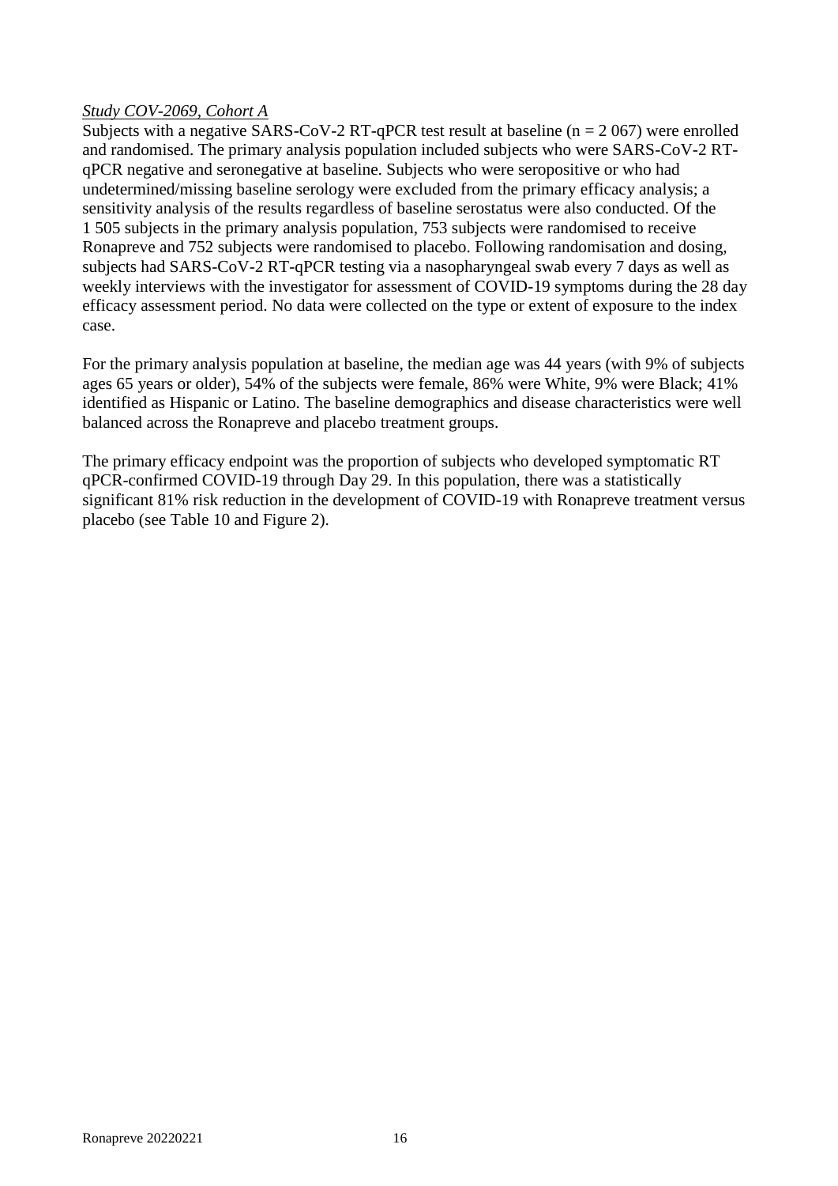*Study COV-2069, Cohort A*

Subjects with a negative SARS-CoV-2 RT-qPCR test result at baseline (n = 2 067) were enrolled and randomised. The primary analysis population included subjects who were SARS-CoV-2 RT-qPCR negative and seronegative at baseline. Subjects who were seropositive or who had undetermined/missing baseline serology were excluded from the primary efficacy analysis; a sensitivity analysis of the results regardless of baseline serostatus were also conducted. Of the 1 505 subjects in the primary analysis population, 753 subjects were randomised to receive Ronapreve and 752 subjects were randomised to placebo. Following randomisation and dosing, subjects had SARS-CoV-2 RT-qPCR testing via a nasopharyngeal swab every 7 days as well as weekly interviews with the investigator for assessment of COVID-19 symptoms during the 28 day efficacy assessment period. No data were collected on the type or extent of exposure to the index case.

For the primary analysis population at baseline, the median age was 44 years (with 9% of subjects ages 65 years or older), 54% of the subjects were female, 86% were White, 9% were Black; 41% identified as Hispanic or Latino. The baseline demographics and disease characteristics were well balanced across the Ronapreve and placebo treatment groups.

The primary efficacy endpoint was the proportion of subjects who developed symptomatic RT qPCR-confirmed COVID-19 through Day 29. In this population, there was a statistically significant 81% risk reduction in the development of COVID-19 with Ronapreve treatment versus placebo (see Table 10 and Figure 2).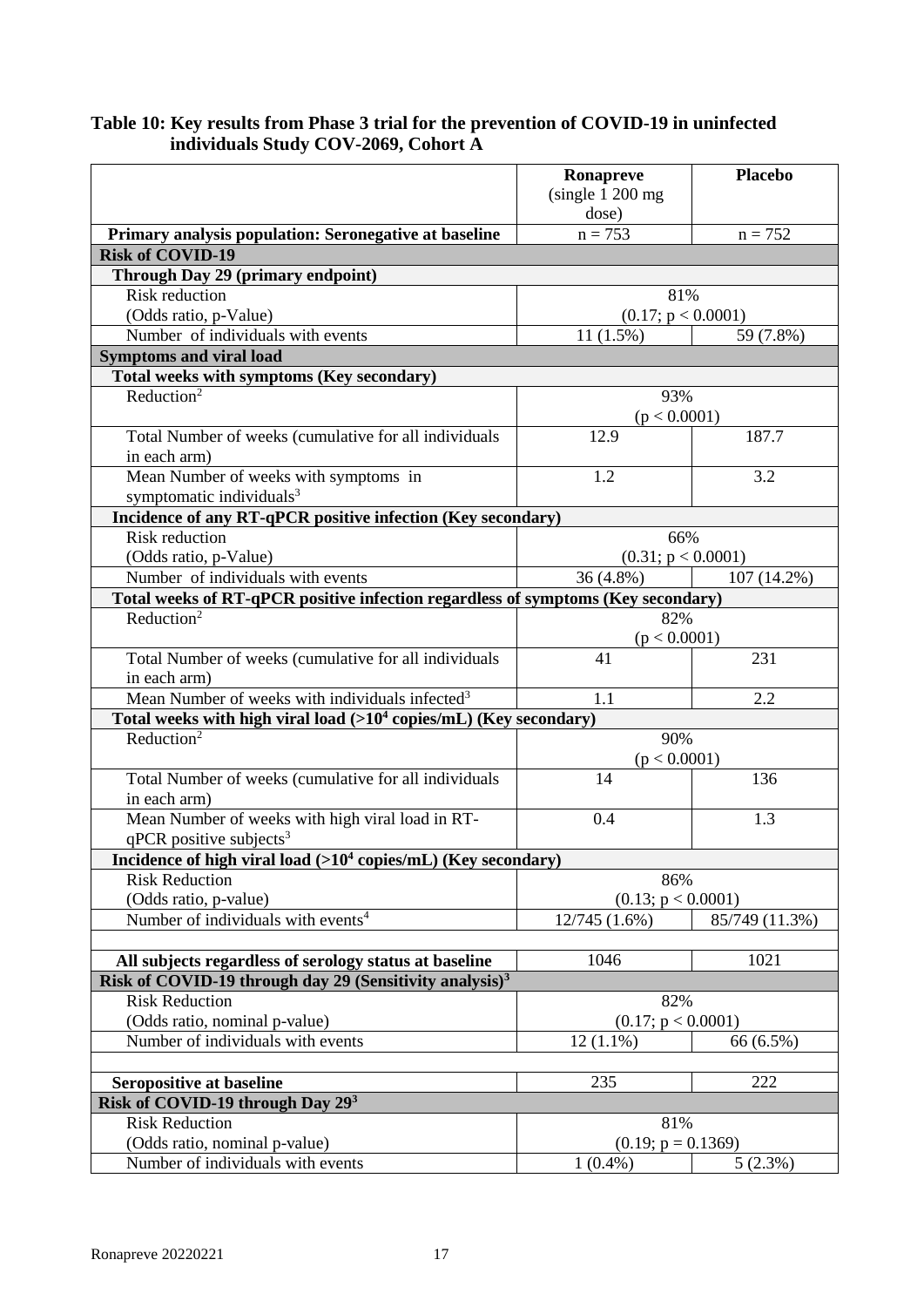**Table 10: Key results from Phase 3 trial for the prevention of COVID-19 in uninfected individuals Study COV-2069, Cohort A**

| | Ronapreve (single 1 200 mg dose) | Placebo |
|---|---|---|
| **Primary analysis population: Seronegative at baseline** | n = 753 | n = 752 |
| **Risk of COVID-19** | | |
| **Through Day 29 (primary endpoint)** | | |
| Risk reduction (Odds ratio, p-Value) | 81% (0.17; $p < 0.0001$) | |
| Number of individuals with events | 11 (1.5%) | 59 (7.8%) |
| **Symptoms and viral load** | | |
| **Total weeks with symptoms (Key secondary)** | | |
| Reduction[2] | 93% ($p < 0.0001$) | |
| Total Number of weeks (cumulative for all individuals in each arm) | 12.9 | 187.7 |
| Mean Number of weeks with symptoms in symptomatic individuals[3] | 1.2 | 3.2 |
| **Incidence of any RT-qPCR positive infection (Key secondary)** | | |
| Risk reduction (Odds ratio, p-Value) | 66% (0.31; $p < 0.0001$) | |
| Number of individuals with events | 36 (4.8%) | 107 (14.2%) |
| **Total weeks of RT-qPCR positive infection regardless of symptoms (Key secondary)** | | |
| Reduction[2] | 82% ($p < 0.0001$) | |
| Total Number of weeks (cumulative for all individuals in each arm) | 41 | 231 |
| Mean Number of weeks with individuals infected[3] | 1.1 | 2.2 |
| **Total weeks with high viral load (>$10^4$ copies/mL) (Key secondary)** | | |
| Reduction[2] | 90% ($p < 0.0001$) | |
| Total Number of weeks (cumulative for all individuals in each arm) | 14 | 136 |
| Mean Number of weeks with high viral load in RT-qPCR positive subjects[3] | 0.4 | 1.3 |
| **Incidence of high viral load (>$10^4$ copies/mL) (Key secondary)** | | |
| Risk Reduction (Odds ratio, p-value) | 86% (0.13; $p < 0.0001$) | |
| Number of individuals with events[4] | 12/745 (1.6%) | 85/749 (11.3%) |
| | | |
| **All subjects regardless of serology status at baseline** | 1046 | 1021 |
| **Risk of COVID-19 through day 29 (Sensitivity analysis)[3]** | | |
| Risk Reduction (Odds ratio, nominal p-value) | 82% (0.17; $p < 0.0001$) | |
| Number of individuals with events | 12 (1.1%) | 66 (6.5%) |
| | | |
| **Seropositive at baseline** | 235 | 222 |
| **Risk of COVID-19 through Day 29[3]** | | |
| Risk Reduction (Odds ratio, nominal p-value) | 81% (0.19; $p = 0.1369$) | |
| Number of individuals with events | 1 (0.4%) | 5 (2.3%) |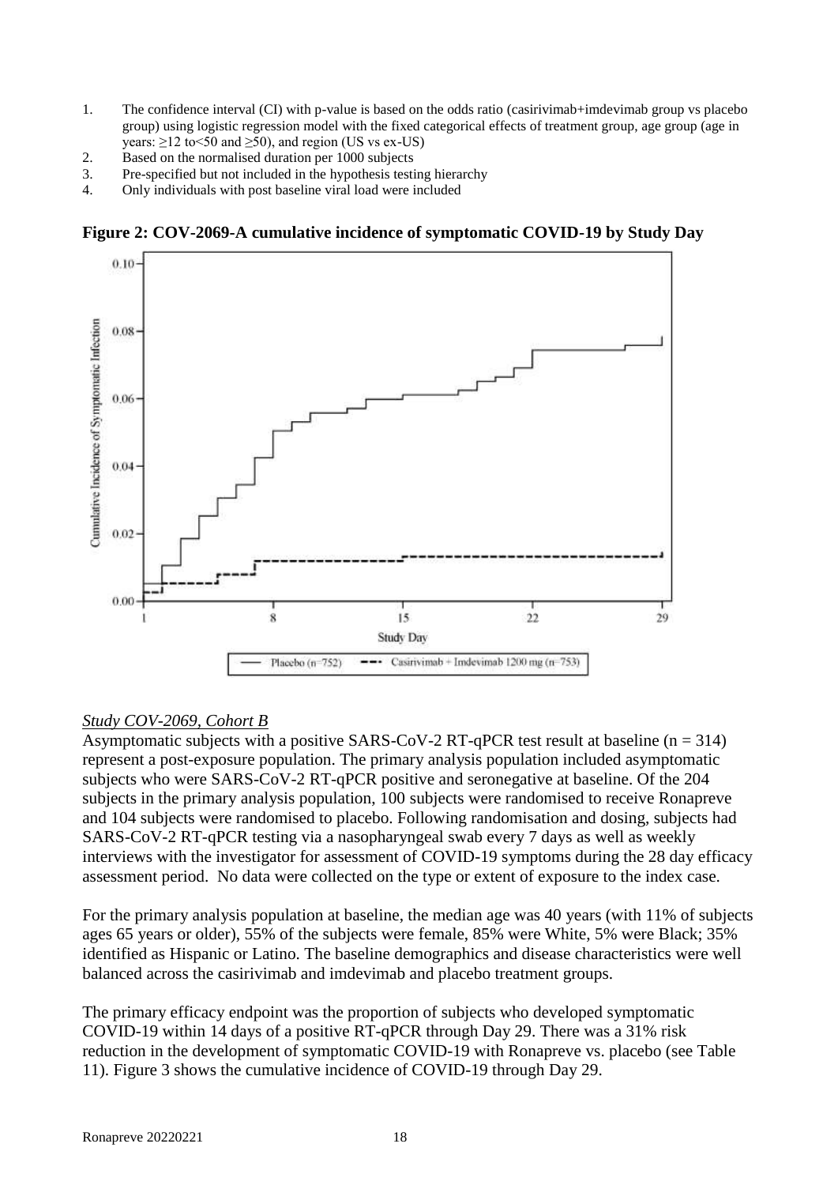1. The confidence interval (CI) with p-value is based on the odds ratio (casirivimab+imdevimab group vs placebo group) using logistic regression model with the fixed categorical effects of treatment group, age group (age in years: ≥12 to<50 and ≥50), and region (US vs ex-US)
2. Based on the normalised duration per 1000 subjects
3. Pre-specified but not included in the hypothesis testing hierarchy
4. Only individuals with post baseline viral load were included

**Figure 2: COV-2069-A cumulative incidence of symptomatic COVID-19 by Study Day**

### *Study COV-2069, Cohort B*

Asymptomatic subjects with a positive SARS-CoV-2 RT-qPCR test result at baseline (n = 314) represent a post-exposure population. The primary analysis population included asymptomatic subjects who were SARS-CoV-2 RT-qPCR positive and seronegative at baseline. Of the 204 subjects in the primary analysis population, 100 subjects were randomised to receive Ronapreve and 104 subjects were randomised to placebo. Following randomisation and dosing, subjects had SARS-CoV-2 RT-qPCR testing via a nasopharyngeal swab every 7 days as well as weekly interviews with the investigator for assessment of COVID-19 symptoms during the 28 day efficacy assessment period. No data were collected on the type or extent of exposure to the index case.

For the primary analysis population at baseline, the median age was 40 years (with 11% of subjects ages 65 years or older), 55% of the subjects were female, 85% were White, 5% were Black; 35% identified as Hispanic or Latino. The baseline demographics and disease characteristics were well balanced across the casirivimab and imdevimab and placebo treatment groups.

The primary efficacy endpoint was the proportion of subjects who developed symptomatic COVID-19 within 14 days of a positive RT-qPCR through Day 29. There was a 31% risk reduction in the development of symptomatic COVID-19 with Ronapreve vs. placebo (see Table 11). Figure 3 shows the cumulative incidence of COVID-19 through Day 29.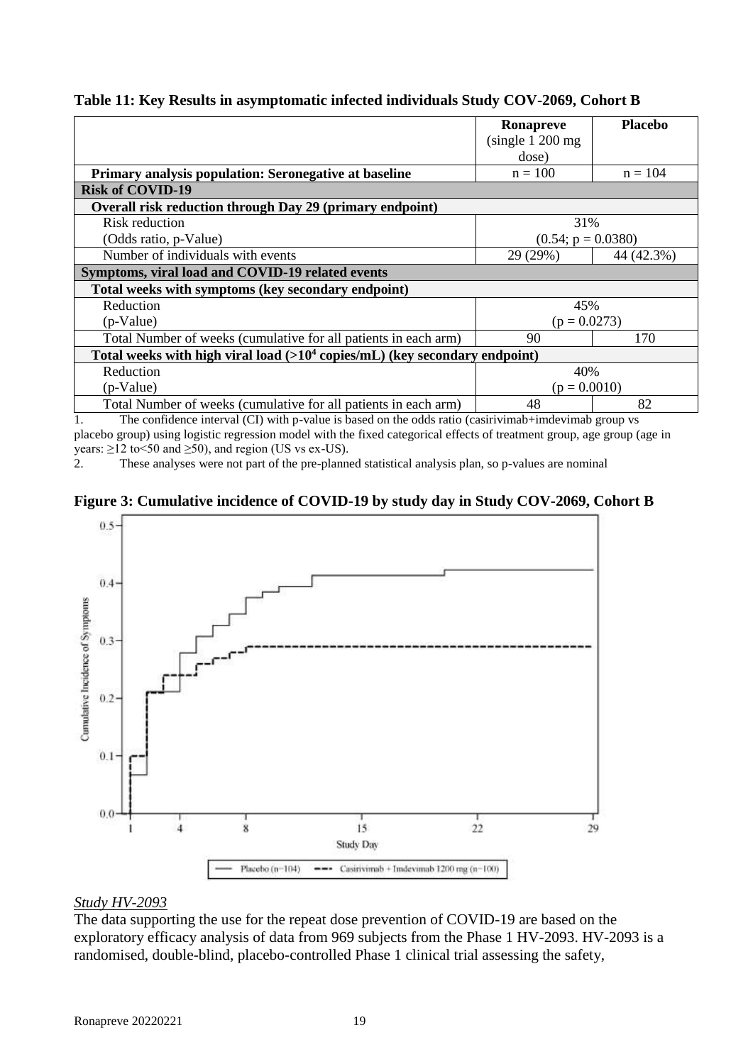**Table 11: Key Results in asymptomatic infected individuals Study COV-2069, Cohort B**

| | Ronapreve (single 1 200 mg dose) | Placebo |
|---|---|---|
| **Primary analysis population: Seronegative at baseline** | n = 100 | n = 104 |
| **Risk of COVID-19** | | |
| **Overall risk reduction through Day 29 (primary endpoint)** | | |
| Risk reduction (Odds ratio, p-Value) | 31% (0.54; p = 0.0380) | |
| Number of individuals with events | 29 (29%) | 44 (42.3%) |
| **Symptoms, viral load and COVID-19 related events** | | |
| **Total weeks with symptoms (key secondary endpoint)** | | |
| Reduction (p-Value) | 45% (p = 0.0273) | |
| Total Number of weeks (cumulative for all patients in each arm) | 90 | 170 |
| **Total weeks with high viral load (>$10^4$ copies/mL) (key secondary endpoint)** | | |
| Reduction (p-Value) | 40% (p = 0.0010) | |
| Total Number of weeks (cumulative for all patients in each arm) | 48 | 82 |

1. The confidence interval (CI) with p-value is based on the odds ratio (casirivimab+imdevimab group vs placebo group) using logistic regression model with the fixed categorical effects of treatment group, age group (age in years: ≥12 to<50 and ≥50), and region (US vs ex-US).
2. These analyses were not part of the pre-planned statistical analysis plan, so p-values are nominal

**Figure 3: Cumulative incidence of COVID-19 by study day in Study COV-2069, Cohort B**

*Study HV-2093*

The data supporting the use for the repeat dose prevention of COVID-19 are based on the exploratory efficacy analysis of data from 969 subjects from the Phase 1 HV-2093. HV-2093 is a randomised, double-blind, placebo-controlled Phase 1 clinical trial assessing the safety,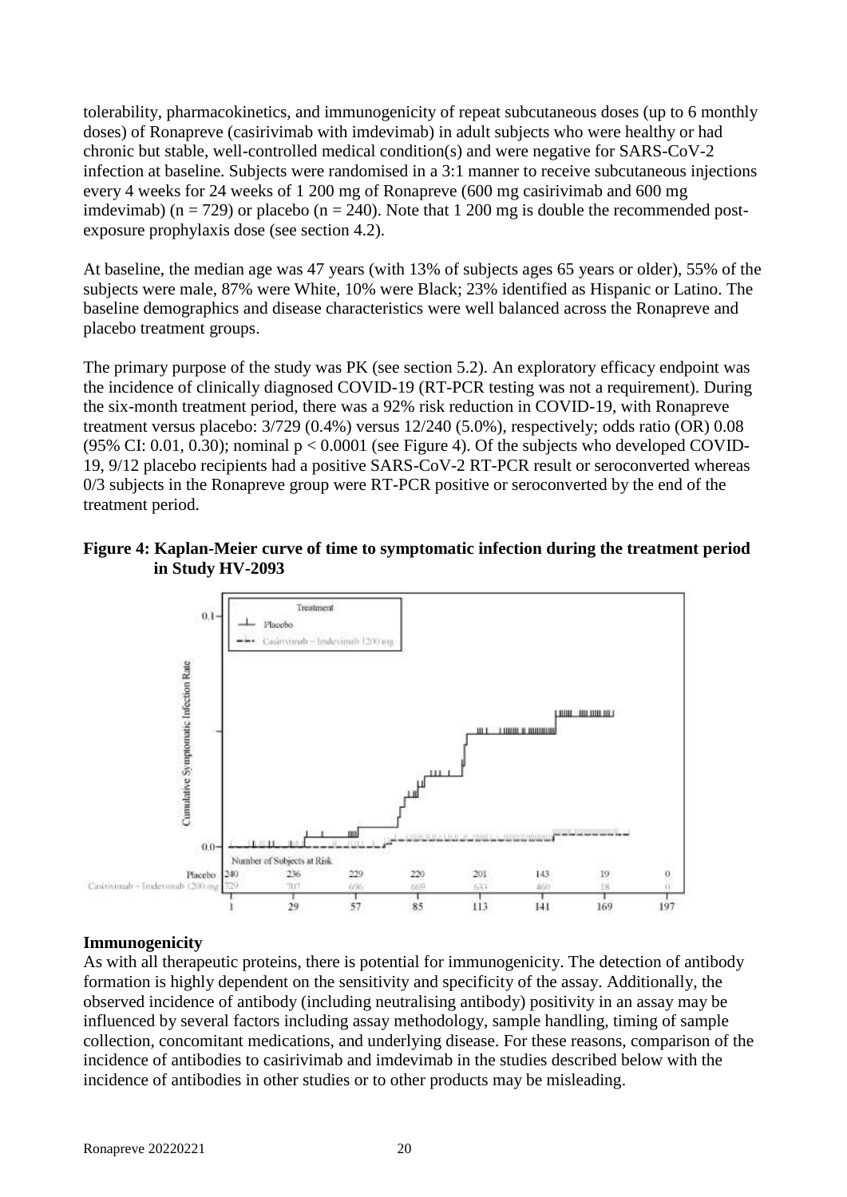tolerability, pharmacokinetics, and immunogenicity of repeat subcutaneous doses (up to 6 monthly doses) of Ronapreve (casirivimab with imdevimab) in adult subjects who were healthy or had chronic but stable, well-controlled medical condition(s) and were negative for SARS-CoV-2 infection at baseline. Subjects were randomised in a 3:1 manner to receive subcutaneous injections every 4 weeks for 24 weeks of 1 200 mg of Ronapreve (600 mg casirivimab and 600 mg imdevimab) (n = 729) or placebo (n = 240). Note that 1 200 mg is double the recommended post-exposure prophylaxis dose (see section 4.2).

At baseline, the median age was 47 years (with 13% of subjects ages 65 years or older), 55% of the subjects were male, 87% were White, 10% were Black; 23% identified as Hispanic or Latino. The baseline demographics and disease characteristics were well balanced across the Ronapreve and placebo treatment groups.

The primary purpose of the study was PK (see section 5.2). An exploratory efficacy endpoint was the incidence of clinically diagnosed COVID-19 (RT-PCR testing was not a requirement). During the six-month treatment period, there was a 92% risk reduction in COVID-19, with Ronapreve treatment versus placebo: 3/729 (0.4%) versus 12/240 (5.0%), respectively; odds ratio (OR) 0.08 (95% CI: 0.01, 0.30); nominal $p < 0.0001$ (see Figure 4). Of the subjects who developed COVID-19, 9/12 placebo recipients had a positive SARS-CoV-2 RT-PCR result or seroconverted whereas 0/3 subjects in the Ronapreve group were RT-PCR positive or seroconverted by the end of the treatment period.

**Figure 4: Kaplan-Meier curve of time to symptomatic infection during the treatment period in Study HV-2093**

| Number of Subjects at Risk | 1 | 29 | 57 | 85 | 113 | 141 | 169 | 197 |
|---|---|---|---|---|---|---|---|---|
| Placebo | 240 | 236 | 229 | 220 | 201 | 143 | 19 | 0 |
| Casirivimab + Imdevimab 1200 mg | 729 | 707 | 696 | 669 | 633 | 460 | 18 | 0 |

## Immunogenicity

As with all therapeutic proteins, there is potential for immunogenicity. The detection of antibody formation is highly dependent on the sensitivity and specificity of the assay. Additionally, the observed incidence of antibody (including neutralising antibody) positivity in an assay may be influenced by several factors including assay methodology, sample handling, timing of sample collection, concomitant medications, and underlying disease. For these reasons, comparison of the incidence of antibodies to casirivimab and imdevimab in the studies described below with the incidence of antibodies in other studies or to other products may be misleading.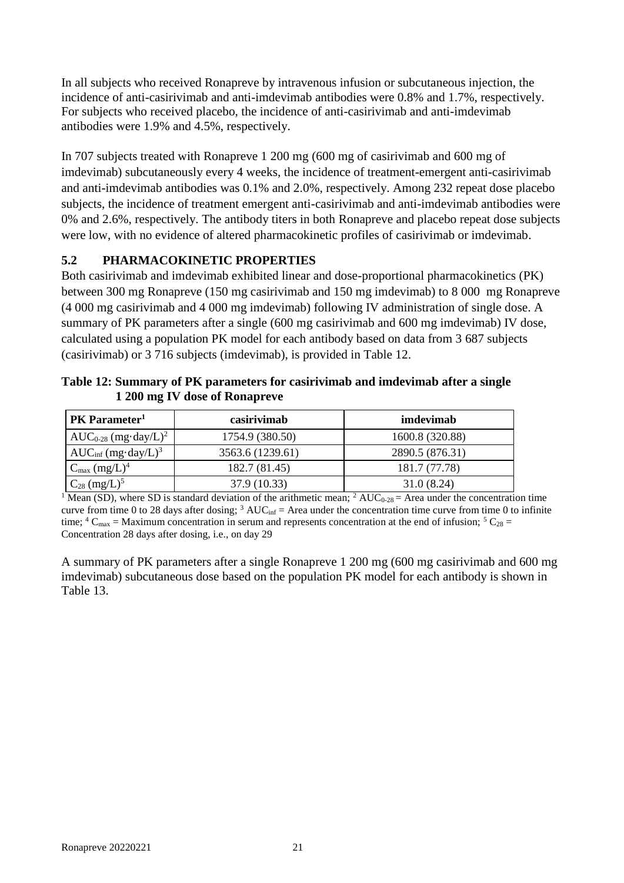In all subjects who received Ronapreve by intravenous infusion or subcutaneous injection, the incidence of anti-casirivimab and anti-imdevimab antibodies were 0.8% and 1.7%, respectively. For subjects who received placebo, the incidence of anti-casirivimab and anti-imdevimab antibodies were 1.9% and 4.5%, respectively.

In 707 subjects treated with Ronapreve 1 200 mg (600 mg of casirivimab and 600 mg of imdevimab) subcutaneously every 4 weeks, the incidence of treatment-emergent anti-casirivimab and anti-imdevimab antibodies was 0.1% and 2.0%, respectively. Among 232 repeat dose placebo subjects, the incidence of treatment emergent anti-casirivimab and anti-imdevimab antibodies were 0% and 2.6%, respectively. The antibody titers in both Ronapreve and placebo repeat dose subjects were low, with no evidence of altered pharmacokinetic profiles of casirivimab or imdevimab.

## 5.2 PHARMACOKINETIC PROPERTIES

Both casirivimab and imdevimab exhibited linear and dose-proportional pharmacokinetics (PK) between 300 mg Ronapreve (150 mg casirivimab and 150 mg imdevimab) to 8 000 mg Ronapreve (4 000 mg casirivimab and 4 000 mg imdevimab) following IV administration of single dose. A summary of PK parameters after a single (600 mg casirivimab and 600 mg imdevimab) IV dose, calculated using a population PK model for each antibody based on data from 3 687 subjects (casirivimab) or 3 716 subjects (imdevimab), is provided in Table 12.

**Table 12: Summary of PK parameters for casirivimab and imdevimab after a single 1 200 mg IV dose of Ronapreve**

| PK Parameter[1] | casirivimab | imdevimab |
|---|---|---|
| $AUC_{0\text{-}28}$ (mg·day/L)[2] | 1754.9 (380.50) | 1600.8 (320.88) |
| $AUC_{inf}$ (mg·day/L)[3] | 3563.6 (1239.61) | 2890.5 (876.31) |
| $C_{max}$ (mg/L)[4] | 182.7 (81.45) | 181.7 (77.78) |
| $C_{28}$ (mg/L)[5] | 37.9 (10.33) | 31.0 (8.24) |

[1] Mean (SD), where SD is standard deviation of the arithmetic mean; [2] $AUC_{0\text{-}28}$ = Area under the concentration time curve from time 0 to 28 days after dosing; [3] $AUC_{inf}$ = Area under the concentration time curve from time 0 to infinite time; [4] $C_{max}$ = Maximum concentration in serum and represents concentration at the end of infusion; [5] $C_{28}$ = Concentration 28 days after dosing, i.e., on day 29

A summary of PK parameters after a single Ronapreve 1 200 mg (600 mg casirivimab and 600 mg imdevimab) subcutaneous dose based on the population PK model for each antibody is shown in Table 13.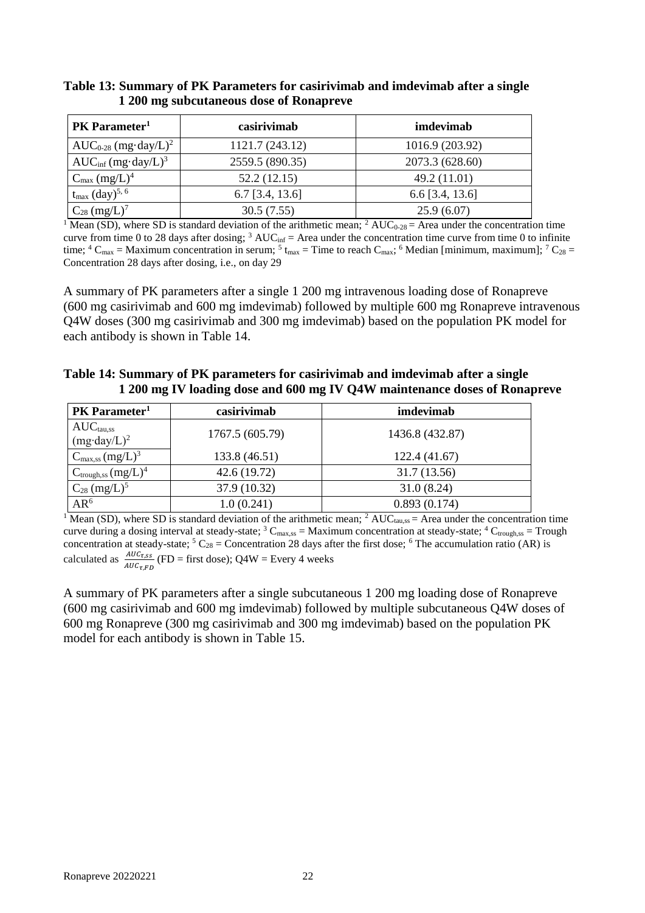**Table 13: Summary of PK Parameters for casirivimab and imdevimab after a single 1 200 mg subcutaneous dose of Ronapreve**

| PK Parameter[1] | casirivimab | imdevimab |
|---|---|---|
| $AUC_{0\text{-}28}$ (mg·day/L)[2] | 1121.7 (243.12) | 1016.9 (203.92) |
| $AUC_{inf}$ (mg·day/L)[3] | 2559.5 (890.35) | 2073.3 (628.60) |
| $C_{max}$ (mg/L)[4] | 52.2 (12.15) | 49.2 (11.01) |
| $t_{max}$ (day)[5, 6] | 6.7 [3.4, 13.6] | 6.6 [3.4, 13.6] |
| $C_{28}$ (mg/L)[7] | 30.5 (7.55) | 25.9 (6.07) |

[1] Mean (SD), where SD is standard deviation of the arithmetic mean; [2] $AUC_{0\text{-}28}$ = Area under the concentration time curve from time 0 to 28 days after dosing; [3] $AUC_{inf}$ = Area under the concentration time curve from time 0 to infinite time; [4] $C_{max}$ = Maximum concentration in serum; [5] $t_{max}$ = Time to reach $C_{max}$; [6] Median [minimum, maximum]; [7] $C_{28}$ = Concentration 28 days after dosing, i.e., on day 29

A summary of PK parameters after a single 1 200 mg intravenous loading dose of Ronapreve (600 mg casirivimab and 600 mg imdevimab) followed by multiple 600 mg Ronapreve intravenous Q4W doses (300 mg casirivimab and 300 mg imdevimab) based on the population PK model for each antibody is shown in Table 14.

**Table 14: Summary of PK parameters for casirivimab and imdevimab after a single 1 200 mg IV loading dose and 600 mg IV Q4W maintenance doses of Ronapreve**

| PK Parameter[1] | casirivimab | imdevimab |
|---|---|---|
| $AUC_{tau,ss}$ (mg·day/L)[2] | 1767.5 (605.79) | 1436.8 (432.87) |
| $C_{max,ss}$ (mg/L)[3] | 133.8 (46.51) | 122.4 (41.67) |
| $C_{trough,ss}$ (mg/L)[4] | 42.6 (19.72) | 31.7 (13.56) |
| $C_{28}$ (mg/L)[5] | 37.9 (10.32) | 31.0 (8.24) |
| AR[6] | 1.0 (0.241) | 0.893 (0.174) |

[1] Mean (SD), where SD is standard deviation of the arithmetic mean; [2] $AUC_{tau,ss}$ = Area under the concentration time curve during a dosing interval at steady-state; [3] $C_{max,ss}$ = Maximum concentration at steady-state; [4] $C_{trough,ss}$ = Trough concentration at steady-state; [5] $C_{28}$ = Concentration 28 days after the first dose; [6] The accumulation ratio (AR) is calculated as $\frac{AUC_{\tau,SS}}{AUC_{\tau,FD}}$ (FD = first dose); Q4W = Every 4 weeks

A summary of PK parameters after a single subcutaneous 1 200 mg loading dose of Ronapreve (600 mg casirivimab and 600 mg imdevimab) followed by multiple subcutaneous Q4W doses of 600 mg Ronapreve (300 mg casirivimab and 300 mg imdevimab) based on the population PK model for each antibody is shown in Table 15.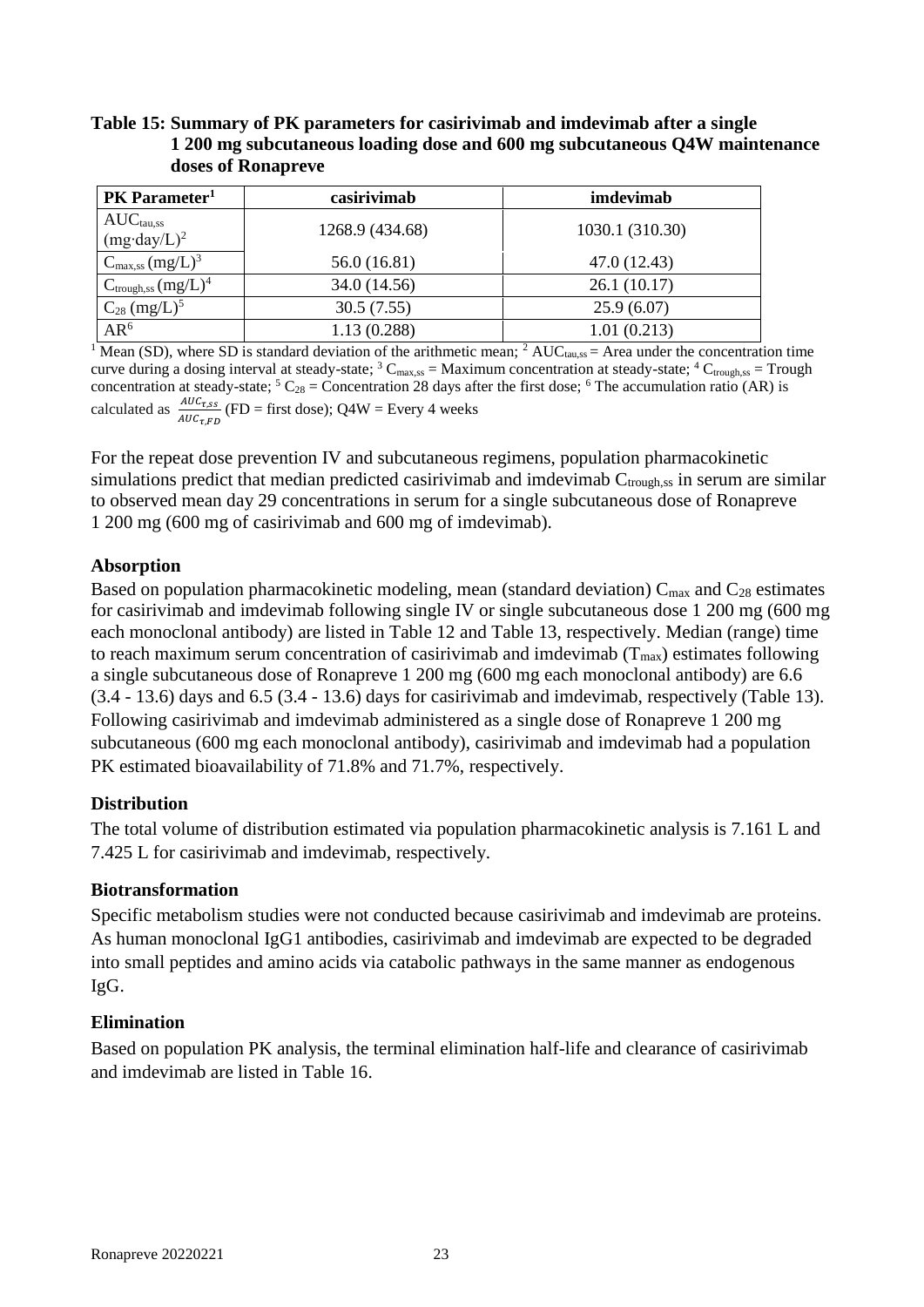**Table 15: Summary of PK parameters for casirivimab and imdevimab after a single 1 200 mg subcutaneous loading dose and 600 mg subcutaneous Q4W maintenance doses of Ronapreve**

| PK Parameter[1] | casirivimab | imdevimab |
|---|---|---|
| $AUC_{tau,ss}$ (mg·day/L)[2] | 1268.9 (434.68) | 1030.1 (310.30) |
| $C_{max,ss}$ (mg/L)[3] | 56.0 (16.81) | 47.0 (12.43) |
| $C_{trough,ss}$ (mg/L)[4] | 34.0 (14.56) | 26.1 (10.17) |
| $C_{28}$ (mg/L)[5] | 30.5 (7.55) | 25.9 (6.07) |
| AR[6] | 1.13 (0.288) | 1.01 (0.213) |

[1] Mean (SD), where SD is standard deviation of the arithmetic mean; [2] $AUC_{tau,ss}$ = Area under the concentration time curve during a dosing interval at steady-state; [3] $C_{max,ss}$ = Maximum concentration at steady-state; [4] $C_{trough,ss}$ = Trough concentration at steady-state; [5] $C_{28}$ = Concentration 28 days after the first dose; [6] The accumulation ratio (AR) is calculated as $\frac{AUC_{\tau,SS}}{AUC_{\tau,FD}}$ (FD = first dose); Q4W = Every 4 weeks

For the repeat dose prevention IV and subcutaneous regimens, population pharmacokinetic simulations predict that median predicted casirivimab and imdevimab $C_{trough,ss}$ in serum are similar to observed mean day 29 concentrations in serum for a single subcutaneous dose of Ronapreve 1 200 mg (600 mg of casirivimab and 600 mg of imdevimab).

### Absorption

Based on population pharmacokinetic modeling, mean (standard deviation) $C_{max}$ and $C_{28}$ estimates for casirivimab and imdevimab following single IV or single subcutaneous dose 1 200 mg (600 mg each monoclonal antibody) are listed in Table 12 and Table 13, respectively. Median (range) time to reach maximum serum concentration of casirivimab and imdevimab ($T_{max}$) estimates following a single subcutaneous dose of Ronapreve 1 200 mg (600 mg each monoclonal antibody) are 6.6 (3.4 - 13.6) days and 6.5 (3.4 - 13.6) days for casirivimab and imdevimab, respectively (Table 13). Following casirivimab and imdevimab administered as a single dose of Ronapreve 1 200 mg subcutaneous (600 mg each monoclonal antibody), casirivimab and imdevimab had a population PK estimated bioavailability of 71.8% and 71.7%, respectively.

### Distribution

The total volume of distribution estimated via population pharmacokinetic analysis is 7.161 L and 7.425 L for casirivimab and imdevimab, respectively.

### Biotransformation

Specific metabolism studies were not conducted because casirivimab and imdevimab are proteins. As human monoclonal IgG1 antibodies, casirivimab and imdevimab are expected to be degraded into small peptides and amino acids via catabolic pathways in the same manner as endogenous IgG.

### Elimination

Based on population PK analysis, the terminal elimination half-life and clearance of casirivimab and imdevimab are listed in Table 16.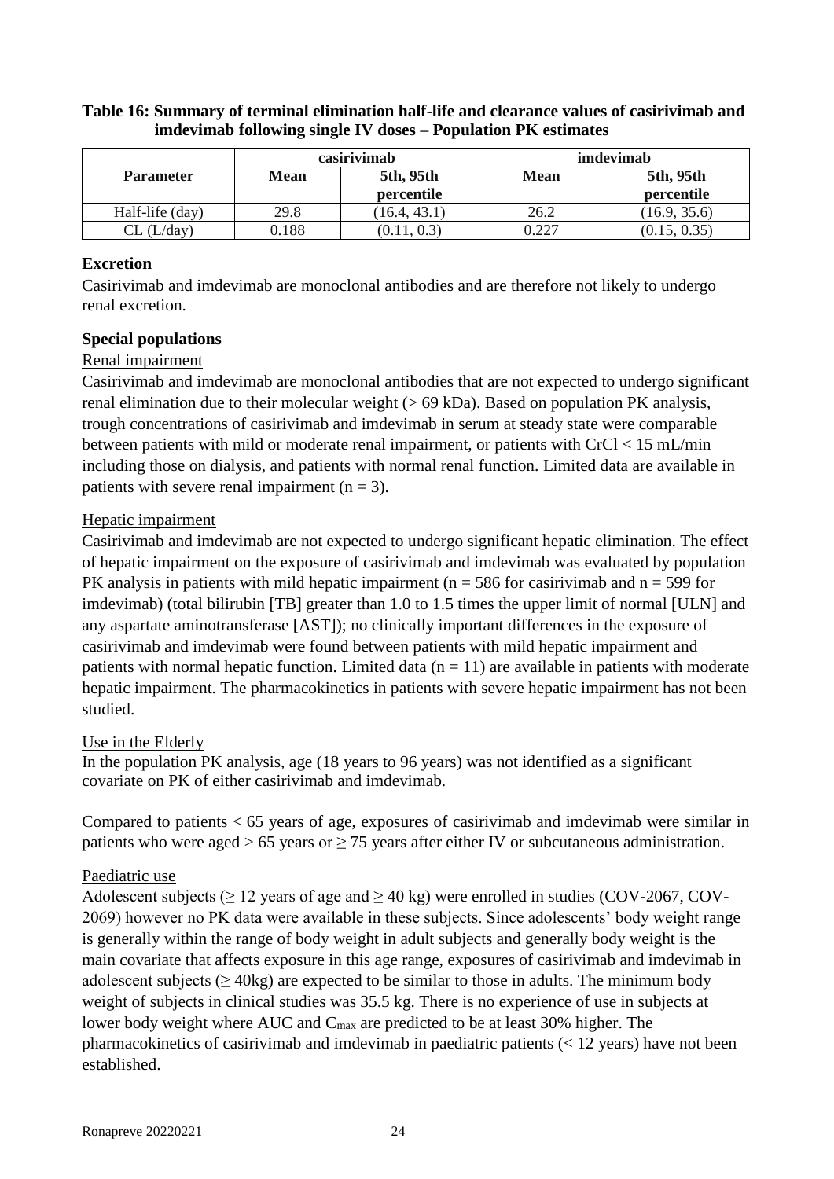**Table 16: Summary of terminal elimination half-life and clearance values of casirivimab and imdevimab following single IV doses – Population PK estimates**

| | casirivimab | | imdevimab | |
|---|---|---|---|---|
| **Parameter** | **Mean** | **5th, 95th percentile** | **Mean** | **5th, 95th percentile** |
| Half-life (day) | 29.8 | (16.4, 43.1) | 26.2 | (16.9, 35.6) |
| CL (L/day) | 0.188 | (0.11, 0.3) | 0.227 | (0.15, 0.35) |

### Excretion

Casirivimab and imdevimab are monoclonal antibodies and are therefore not likely to undergo renal excretion.

### Special populations

Renal impairment

Casirivimab and imdevimab are monoclonal antibodies that are not expected to undergo significant renal elimination due to their molecular weight (> 69 kDa). Based on population PK analysis, trough concentrations of casirivimab and imdevimab in serum at steady state were comparable between patients with mild or moderate renal impairment, or patients with CrCl < 15 mL/min including those on dialysis, and patients with normal renal function. Limited data are available in patients with severe renal impairment (n = 3).

Hepatic impairment

Casirivimab and imdevimab are not expected to undergo significant hepatic elimination. The effect of hepatic impairment on the exposure of casirivimab and imdevimab was evaluated by population PK analysis in patients with mild hepatic impairment (n = 586 for casirivimab and n = 599 for imdevimab) (total bilirubin [TB] greater than 1.0 to 1.5 times the upper limit of normal [ULN] and any aspartate aminotransferase [AST]); no clinically important differences in the exposure of casirivimab and imdevimab were found between patients with mild hepatic impairment and patients with normal hepatic function. Limited data (n = 11) are available in patients with moderate hepatic impairment. The pharmacokinetics in patients with severe hepatic impairment has not been studied.

Use in the Elderly

In the population PK analysis, age (18 years to 96 years) was not identified as a significant covariate on PK of either casirivimab and imdevimab.

Compared to patients < 65 years of age, exposures of casirivimab and imdevimab were similar in patients who were aged > 65 years or ≥ 75 years after either IV or subcutaneous administration.

Paediatric use

Adolescent subjects (≥ 12 years of age and ≥ 40 kg) were enrolled in studies (COV-2067, COV-2069) however no PK data were available in these subjects. Since adolescents' body weight range is generally within the range of body weight in adult subjects and generally body weight is the main covariate that affects exposure in this age range, exposures of casirivimab and imdevimab in adolescent subjects (≥ 40kg) are expected to be similar to those in adults. The minimum body weight of subjects in clinical studies was 35.5 kg. There is no experience of use in subjects at lower body weight where AUC and $C_{max}$ are predicted to be at least 30% higher. The pharmacokinetics of casirivimab and imdevimab in paediatric patients (< 12 years) have not been established.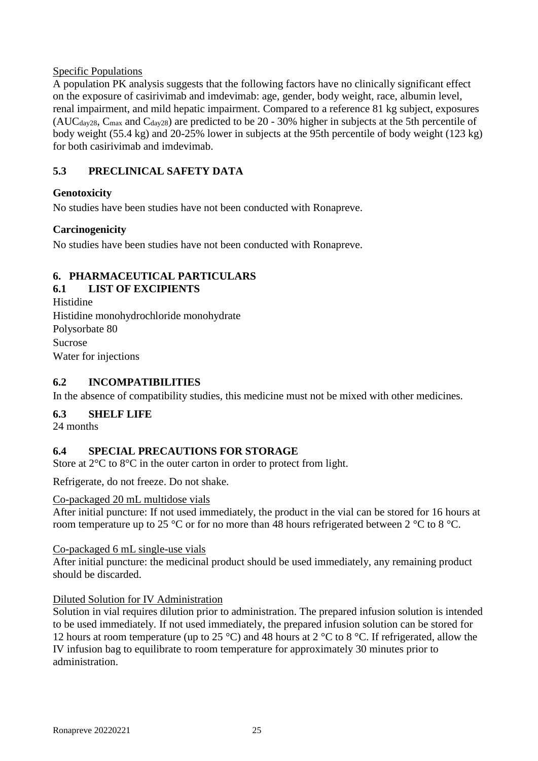Specific Populations

A population PK analysis suggests that the following factors have no clinically significant effect on the exposure of casirivimab and imdevimab: age, gender, body weight, race, albumin level, renal impairment, and mild hepatic impairment. Compared to a reference 81 kg subject, exposures ($AUC_{day28}$, $C_{max}$ and $C_{day28}$) are predicted to be 20 - 30% higher in subjects at the 5th percentile of body weight (55.4 kg) and 20-25% lower in subjects at the 95th percentile of body weight (123 kg) for both casirivimab and imdevimab.

## 5.3 PRECLINICAL SAFETY DATA

**Genotoxicity**

No studies have been studies have not been conducted with Ronapreve.

**Carcinogenicity**

No studies have been studies have not been conducted with Ronapreve.

# 6. PHARMACEUTICAL PARTICULARS

## 6.1 LIST OF EXCIPIENTS

Histidine
Histidine monohydrochloride monohydrate
Polysorbate 80
Sucrose
Water for injections

## 6.2 INCOMPATIBILITIES

In the absence of compatibility studies, this medicine must not be mixed with other medicines.

## 6.3 SHELF LIFE

24 months

## 6.4 SPECIAL PRECAUTIONS FOR STORAGE

Store at 2°C to 8°C in the outer carton in order to protect from light.

Refrigerate, do not freeze. Do not shake.

Co-packaged 20 mL multidose vials

After initial puncture: If not used immediately, the product in the vial can be stored for 16 hours at room temperature up to 25 °C or for no more than 48 hours refrigerated between 2 °C to 8 °C.

Co-packaged 6 mL single-use vials

After initial puncture: the medicinal product should be used immediately, any remaining product should be discarded.

Diluted Solution for IV Administration

Solution in vial requires dilution prior to administration. The prepared infusion solution is intended to be used immediately. If not used immediately, the prepared infusion solution can be stored for 12 hours at room temperature (up to 25 °C) and 48 hours at 2 °C to 8 °C. If refrigerated, allow the IV infusion bag to equilibrate to room temperature for approximately 30 minutes prior to administration.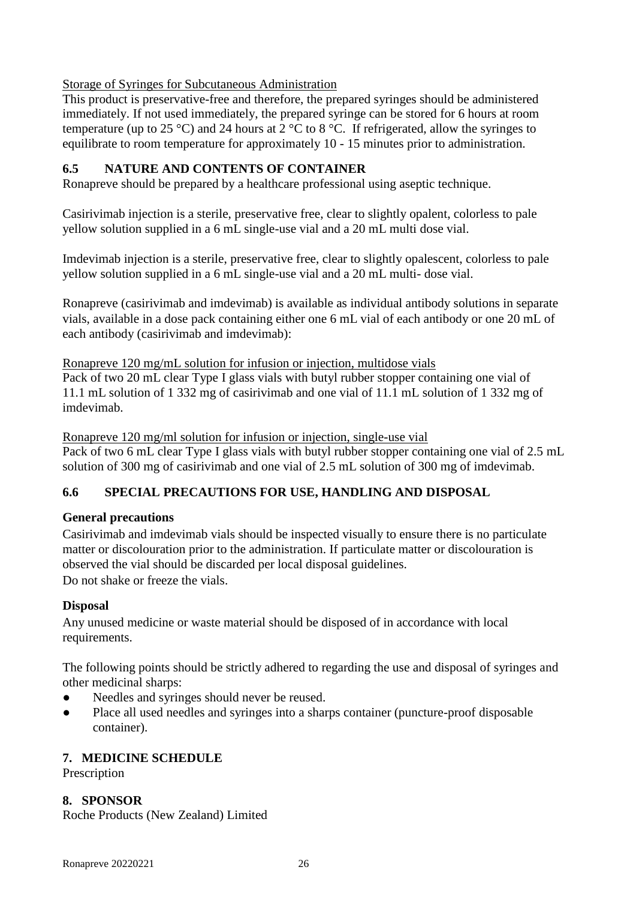Storage of Syringes for Subcutaneous Administration

This product is preservative-free and therefore, the prepared syringes should be administered immediately. If not used immediately, the prepared syringe can be stored for 6 hours at room temperature (up to 25 °C) and 24 hours at 2 °C to 8 °C. If refrigerated, allow the syringes to equilibrate to room temperature for approximately 10 - 15 minutes prior to administration.

## 6.5 NATURE AND CONTENTS OF CONTAINER

Ronapreve should be prepared by a healthcare professional using aseptic technique.

Casirivimab injection is a sterile, preservative free, clear to slightly opalent, colorless to pale yellow solution supplied in a 6 mL single-use vial and a 20 mL multi dose vial.

Imdevimab injection is a sterile, preservative free, clear to slightly opalescent, colorless to pale yellow solution supplied in a 6 mL single-use vial and a 20 mL multi- dose vial.

Ronapreve (casirivimab and imdevimab) is available as individual antibody solutions in separate vials, available in a dose pack containing either one 6 mL vial of each antibody or one 20 mL of each antibody (casirivimab and imdevimab):

Ronapreve 120 mg/mL solution for infusion or injection, multidose vials

Pack of two 20 mL clear Type I glass vials with butyl rubber stopper containing one vial of 11.1 mL solution of 1 332 mg of casirivimab and one vial of 11.1 mL solution of 1 332 mg of imdevimab.

Ronapreve 120 mg/ml solution for infusion or injection, single-use vial

Pack of two 6 mL clear Type I glass vials with butyl rubber stopper containing one vial of 2.5 mL solution of 300 mg of casirivimab and one vial of 2.5 mL solution of 300 mg of imdevimab.

## 6.6 SPECIAL PRECAUTIONS FOR USE, HANDLING AND DISPOSAL

**General precautions**

Casirivimab and imdevimab vials should be inspected visually to ensure there is no particulate matter or discolouration prior to the administration. If particulate matter or discolouration is observed the vial should be discarded per local disposal guidelines.

Do not shake or freeze the vials.

**Disposal**

Any unused medicine or waste material should be disposed of in accordance with local requirements.

The following points should be strictly adhered to regarding the use and disposal of syringes and other medicinal sharps:

- Needles and syringes should never be reused.
- Place all used needles and syringes into a sharps container (puncture-proof disposable container).

## 7. MEDICINE SCHEDULE

Prescription

## 8. SPONSOR

Roche Products (New Zealand) Limited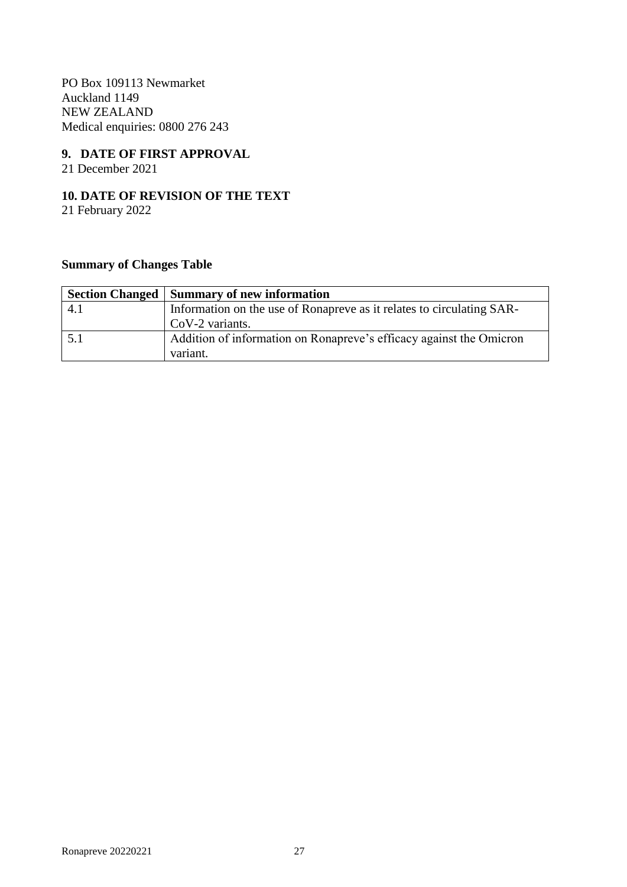PO Box 109113 Newmarket
Auckland 1149
NEW ZEALAND
Medical enquiries: 0800 276 243

## 9. DATE OF FIRST APPROVAL

21 December 2021

## 10. DATE OF REVISION OF THE TEXT

21 February 2022

**Summary of Changes Table**

| Section Changed | Summary of new information |
|---|---|
| 4.1 | Information on the use of Ronapreve as it relates to circulating SAR-CoV-2 variants. |
| 5.1 | Addition of information on Ronapreve's efficacy against the Omicron variant. |